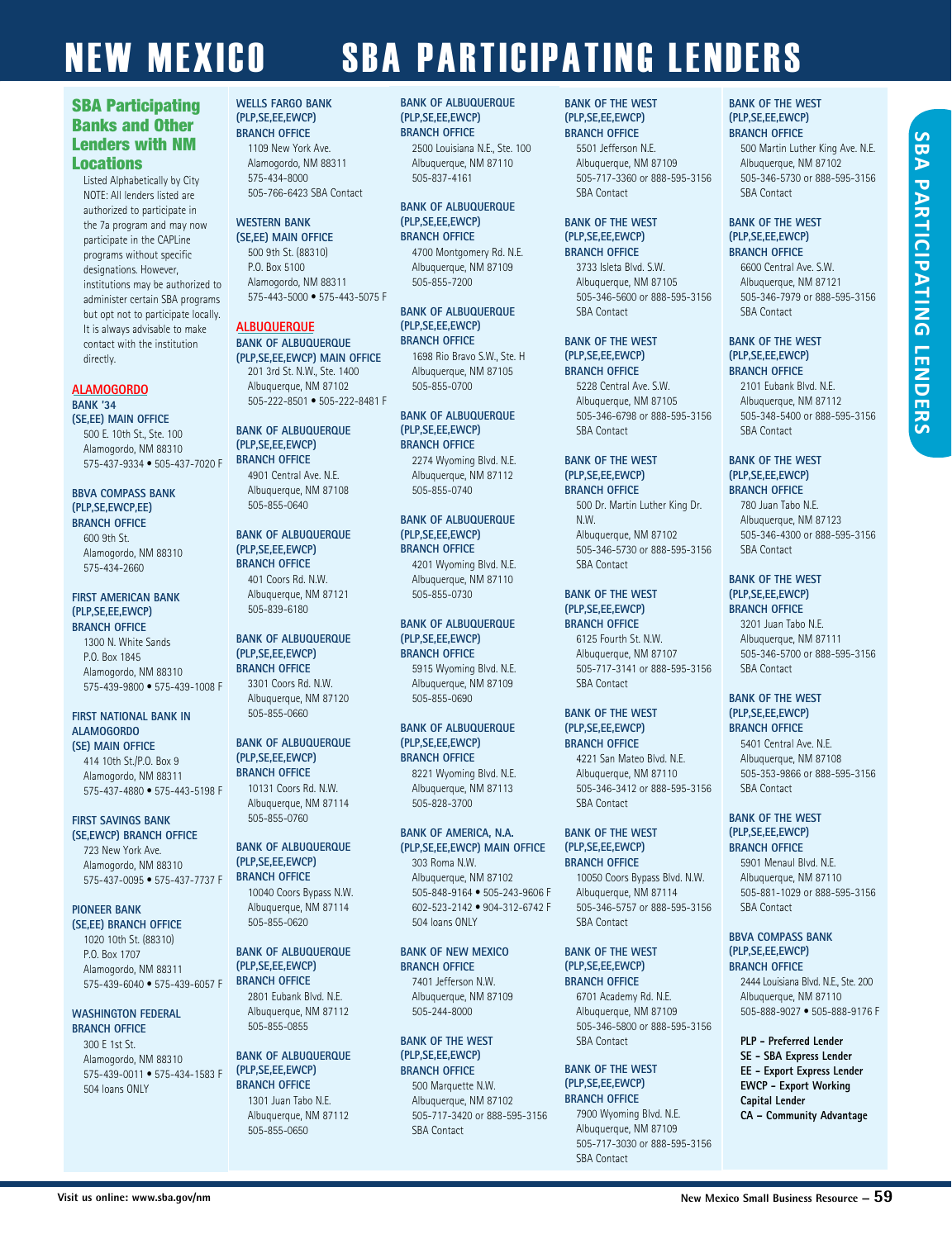# NEW MEXICO SBA PARTICIPATING LENDERS

## SBA Participating Banks and Other Lenders with NM Locations

Listed Alphabetically by City
NOTE: All lenders listed are authorized to participate in the 7a program and may now participate in the CAPLine programs without specific designations. However, institutions may be authorized to administer certain SBA programs but opt not to participate locally. It is always advisable to make contact with the institution directly.

### ALAMOGORDO

**BANK '34**
**(SE,EE) MAIN OFFICE**
500 E. 10th St., Ste. 100
Alamogordo, NM 88310
575-437-9334 • 505-437-7020 F

**BBVA COMPASS BANK**
**(PLP,SE,EWCP,EE)**
**BRANCH OFFICE**
600 9th St.
Alamogordo, NM 88310
575-434-2660

**FIRST AMERICAN BANK**
**(PLP,SE,EE,EWCP)**
**BRANCH OFFICE**
1300 N. White Sands
P.O. Box 1845
Alamogordo, NM 88310
575-439-9800 • 575-439-1008 F

**FIRST NATIONAL BANK IN ALAMOGORDO**
**(SE) MAIN OFFICE**
414 10th St./P.O. Box 9
Alamogordo, NM 88311
575-437-4880 • 575-443-5198 F

**FIRST SAVINGS BANK**
**(SE,EWCP) BRANCH OFFICE**
723 New York Ave.
Alamogordo, NM 88310
575-437-0095 • 575-437-7737 F

**PIONEER BANK**
**(SE,EE) BRANCH OFFICE**
1020 10th St. (88310)
P.O. Box 1707
Alamogordo, NM 88311
575-439-6040 • 575-439-6057 F

**WASHINGTON FEDERAL**
**BRANCH OFFICE**
300 E 1st St.
Alamogordo, NM 88310
575-439-0011 • 575-434-1583 F
504 loans ONLY

**WELLS FARGO BANK**
**(PLP,SE,EE,EWCP)**
**BRANCH OFFICE**
1109 New York Ave.
Alamogordo, NM 88311
575-434-8000
505-766-6423 SBA Contact

**WESTERN BANK**
**(SE,EE) MAIN OFFICE**
500 9th St. (88310)
P.O. Box 5100
Alamogordo, NM 88311
575-443-5000 • 575-443-5075 F

### ALBUQUERQUE

**BANK OF ALBUQUERQUE**
**(PLP,SE,EE,EWCP) MAIN OFFICE**
201 3rd St. N.W., Ste. 1400
Albuquerque, NM 87102
505-222-8501 • 505-222-8481 F

**BANK OF ALBUQUERQUE**
**(PLP,SE,EE,EWCP)**
**BRANCH OFFICE**
4901 Central Ave. N.E.
Albuquerque, NM 87108
505-855-0640

**BANK OF ALBUQUERQUE**
**(PLP,SE,EE,EWCP)**
**BRANCH OFFICE**
401 Coors Rd. N.W.
Albuquerque, NM 87121
505-839-6180

**BANK OF ALBUQUERQUE**
**(PLP,SE,EE,EWCP)**
**BRANCH OFFICE**
3301 Coors Rd. N.W.
Albuquerque, NM 87120
505-855-0660

**BANK OF ALBUQUERQUE**
**(PLP,SE,EE,EWCP)**
**BRANCH OFFICE**
10131 Coors Rd. N.W.
Albuquerque, NM 87114
505-855-0760

**BANK OF ALBUQUERQUE**
**(PLP,SE,EE,EWCP)**
**BRANCH OFFICE**
10040 Coors Bypass N.W.
Albuquerque, NM 87114
505-855-0620

**BANK OF ALBUQUERQUE**
**(PLP,SE,EE,EWCP)**
**BRANCH OFFICE**
2801 Eubank Blvd. N.E.
Albuquerque, NM 87112
505-855-0855

**BANK OF ALBUQUERQUE**
**(PLP,SE,EE,EWCP)**
**BRANCH OFFICE**
1301 Juan Tabo N.E.
Albuquerque, NM 87112
505-855-0650

**BANK OF ALBUQUERQUE**
**(PLP,SE,EE,EWCP)**
**BRANCH OFFICE**
2500 Louisiana N.E., Ste. 100
Albuquerque, NM 87110
505-837-4161

**BANK OF ALBUQUERQUE**
**(PLP,SE,EE,EWCP)**
**BRANCH OFFICE**
4700 Montgomery Rd. N.E.
Albuquerque, NM 87109
505-855-7200

**BANK OF ALBUQUERQUE**
**(PLP,SE,EE,EWCP)**
**BRANCH OFFICE**
1698 Rio Bravo S.W., Ste. H
Albuquerque, NM 87105
505-855-0700

**BANK OF ALBUQUERQUE**
**(PLP,SE,EE,EWCP)**
**BRANCH OFFICE**
2274 Wyoming Blvd. N.E.
Albuquerque, NM 87112
505-855-0740

**BANK OF ALBUQUERQUE**
**(PLP,SE,EE,EWCP)**
**BRANCH OFFICE**
4201 Wyoming Blvd. N.E.
Albuquerque, NM 87110
505-855-0730

**BANK OF ALBUQUERQUE**
**(PLP,SE,EE,EWCP)**
**BRANCH OFFICE**
5915 Wyoming Blvd. N.E.
Albuquerque, NM 87109
505-855-0690

**BANK OF ALBUQUERQUE**
**(PLP,SE,EE,EWCP)**
**BRANCH OFFICE**
8221 Wyoming Blvd. N.E.
Albuquerque, NM 87113
505-828-3700

**BANK OF AMERICA, N.A.**
**(PLP,SE,EE,EWCP) MAIN OFFICE**
303 Roma N.W.
Albuquerque, NM 87102
505-848-9164 • 505-243-9606 F
602-523-2142 • 904-312-6742 F
504 loans ONLY

**BANK OF NEW MEXICO**
**BRANCH OFFICE**
7401 Jefferson N.W.
Albuquerque, NM 87109
505-244-8000

**BANK OF THE WEST**
**(PLP,SE,EE,EWCP)**
**BRANCH OFFICE**
500 Marquette N.W.
Albuquerque, NM 87102
505-717-3420 or 888-595-3156
SBA Contact

**BANK OF THE WEST**
**(PLP,SE,EE,EWCP)**
**BRANCH OFFICE**
5501 Jefferson N.E.
Albuquerque, NM 87109
505-717-3360 or 888-595-3156
SBA Contact

**BANK OF THE WEST**
**(PLP,SE,EE,EWCP)**
**BRANCH OFFICE**
3733 Isleta Blvd. S.W.
Albuquerque, NM 87105
505-346-5600 or 888-595-3156
SBA Contact

**BANK OF THE WEST**
**(PLP,SE,EE,EWCP)**
**BRANCH OFFICE**
5228 Central Ave. S.W.
Albuquerque, NM 87105
505-346-6798 or 888-595-3156
SBA Contact

**BANK OF THE WEST**
**(PLP,SE,EE,EWCP)**
**BRANCH OFFICE**
500 Dr. Martin Luther King Dr. N.W.
Albuquerque, NM 87102
505-346-5730 or 888-595-3156
SBA Contact

**BANK OF THE WEST**
**(PLP,SE,EE,EWCP)**
**BRANCH OFFICE**
6125 Fourth St. N.W.
Albuquerque, NM 87107
505-717-3141 or 888-595-3156
SBA Contact

**BANK OF THE WEST**
**(PLP,SE,EE,EWCP)**
**BRANCH OFFICE**
4221 San Mateo Blvd. N.E.
Albuquerque, NM 87110
505-346-3412 or 888-595-3156
SBA Contact

**BANK OF THE WEST**
**(PLP,SE,EE,EWCP)**
**BRANCH OFFICE**
10050 Coors Bypass Blvd. N.W.
Albuquerque, NM 87114
505-346-5757 or 888-595-3156
SBA Contact

**BANK OF THE WEST**
**(PLP,SE,EE,EWCP)**
**BRANCH OFFICE**
6701 Academy Rd. N.E.
Albuquerque, NM 87109
505-346-5800 or 888-595-3156
SBA Contact

**BANK OF THE WEST**
**(PLP,SE,EE,EWCP)**
**BRANCH OFFICE**
7900 Wyoming Blvd. N.E.
Albuquerque, NM 87109
505-717-3030 or 888-595-3156
SBA Contact

**BANK OF THE WEST**
**(PLP,SE,EE,EWCP)**
**BRANCH OFFICE**
500 Martin Luther King Ave. N.E.
Albuquerque, NM 87102
505-346-5730 or 888-595-3156
SBA Contact

**BANK OF THE WEST**
**(PLP,SE,EE,EWCP)**
**BRANCH OFFICE**
6600 Central Ave. S.W.
Albuquerque, NM 87121
505-346-7979 or 888-595-3156
SBA Contact

**BANK OF THE WEST**
**(PLP,SE,EE,EWCP)**
**BRANCH OFFICE**
2101 Eubank Blvd. N.E.
Albuquerque, NM 87112
505-348-5400 or 888-595-3156
SBA Contact

**BANK OF THE WEST**
**(PLP,SE,EE,EWCP)**
**BRANCH OFFICE**
780 Juan Tabo N.E.
Albuquerque, NM 87123
505-346-4300 or 888-595-3156
SBA Contact

**BANK OF THE WEST**
**(PLP,SE,EE,EWCP)**
**BRANCH OFFICE**
3201 Juan Tabo N.E.
Albuquerque, NM 87111
505-346-5700 or 888-595-3156
SBA Contact

**BANK OF THE WEST**
**(PLP,SE,EE,EWCP)**
**BRANCH OFFICE**
5401 Central Ave. N.E.
Albuquerque, NM 87108
505-353-9866 or 888-595-3156
SBA Contact

**BANK OF THE WEST**
**(PLP,SE,EE,EWCP)**
**BRANCH OFFICE**
5901 Menaul Blvd. N.E.
Albuquerque, NM 87110
505-881-1029 or 888-595-3156
SBA Contact

**BBVA COMPASS BANK**
**(PLP,SE,EE,EWCP)**
**BRANCH OFFICE**
2444 Louisiana Blvd. N.E., Ste. 200
Albuquerque, NM 87110
505-888-9027 • 505-888-9176 F

**PLP – Preferred Lender**
**SE – SBA Express Lender**
**EE – Export Express Lender**
**EWCP – Export Working Capital Lender**
**CA – Community Advantage**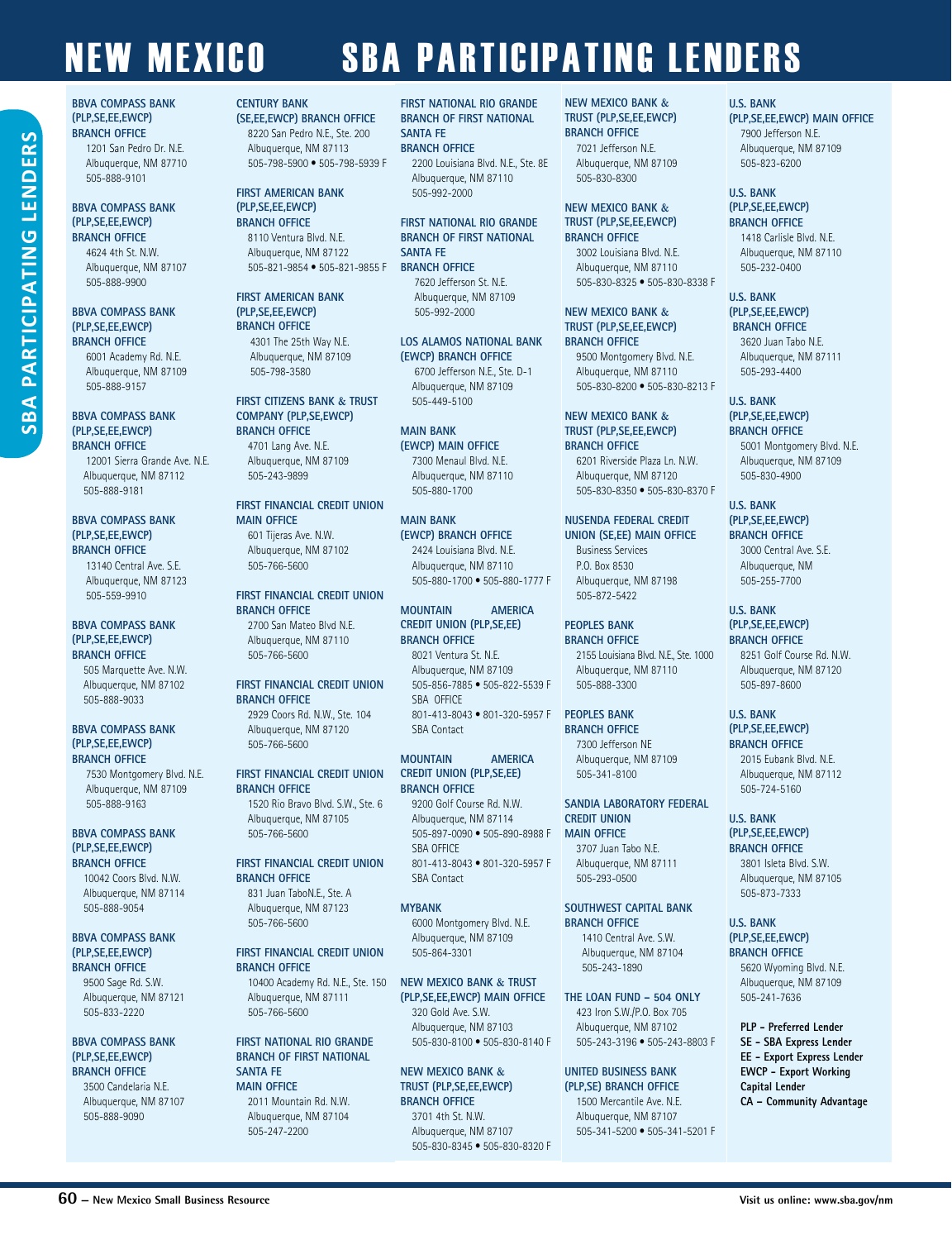# NEW MEXICO SBA PARTICIPATING LENDERS

**BBVA COMPASS BANK (PLP,SE,EE,EWCP) BRANCH OFFICE**
1201 San Pedro Dr. N.E.
Albuquerque, NM 87710
505-888-9101

**BBVA COMPASS BANK (PLP,SE,EE,EWCP) BRANCH OFFICE**
4624 4th St. N.W.
Albuquerque, NM 87107
505-888-9900

**BBVA COMPASS BANK (PLP,SE,EE,EWCP) BRANCH OFFICE**
6001 Academy Rd. N.E.
Albuquerque, NM 87109
505-888-9157

**BBVA COMPASS BANK (PLP,SE,EE,EWCP) BRANCH OFFICE**
12001 Sierra Grande Ave. N.E.
Albuquerque, NM 87112
505-888-9181

**BBVA COMPASS BANK (PLP,SE,EE,EWCP) BRANCH OFFICE**
13140 Central Ave. S.E.
Albuquerque, NM 87123
505-559-9910

**BBVA COMPASS BANK (PLP,SE,EE,EWCP) BRANCH OFFICE**
505 Marquette Ave. N.W.
Albuquerque, NM 87102
505-888-9033

**BBVA COMPASS BANK (PLP,SE,EE,EWCP) BRANCH OFFICE**
7530 Montgomery Blvd. N.E.
Albuquerque, NM 87109
505-888-9163

**BBVA COMPASS BANK (PLP,SE,EE,EWCP) BRANCH OFFICE**
10042 Coors Blvd. N.W.
Albuquerque, NM 87114
505-888-9054

**BBVA COMPASS BANK (PLP,SE,EE,EWCP) BRANCH OFFICE**
9500 Sage Rd. S.W.
Albuquerque, NM 87121
505-833-2220

**BBVA COMPASS BANK (PLP,SE,EE,EWCP) BRANCH OFFICE**
3500 Candelaria N.E.
Albuquerque, NM 87107
505-888-9090

**CENTURY BANK (SE,EE,EWCP) BRANCH OFFICE**
8220 San Pedro N.E., Ste. 200
Albuquerque, NM 87113
505-798-5900 • 505-798-5939 F

**FIRST AMERICAN BANK (PLP,SE,EE,EWCP) BRANCH OFFICE**
8110 Ventura Blvd. N.E.
Albuquerque, NM 87122
505-821-9854 • 505-821-9855 F

**FIRST AMERICAN BANK (PLP,SE,EE,EWCP) BRANCH OFFICE**
4301 The 25th Way N.E.
Albuquerque, NM 87109
505-798-3580

**FIRST CITIZENS BANK & TRUST COMPANY (PLP,SE,EWCP) BRANCH OFFICE**
4701 Lang Ave. N.E.
Albuquerque, NM 87109
505-243-9899

**FIRST FINANCIAL CREDIT UNION MAIN OFFICE**
601 Tijeras Ave. N.W.
Albuquerque, NM 87102
505-766-5600

**FIRST FINANCIAL CREDIT UNION BRANCH OFFICE**
2700 San Mateo Blvd N.E.
Albuquerque, NM 87110
505-766-5600

**FIRST FINANCIAL CREDIT UNION BRANCH OFFICE**
2929 Coors Rd. N.W., Ste. 104
Albuquerque, NM 87120
505-766-5600

**FIRST FINANCIAL CREDIT UNION BRANCH OFFICE**
1520 Rio Bravo Blvd. S.W., Ste. 6
Albuquerque, NM 87105
505-766-5600

**FIRST FINANCIAL CREDIT UNION BRANCH OFFICE**
831 Juan TaboN.E., Ste. A
Albuquerque, NM 87123
505-766-5600

**FIRST FINANCIAL CREDIT UNION BRANCH OFFICE**
10400 Academy Rd. N.E., Ste. 150
Albuquerque, NM 87111
505-766-5600

**FIRST NATIONAL RIO GRANDE BRANCH OF FIRST NATIONAL SANTA FE MAIN OFFICE**
2011 Mountain Rd. N.W.
Albuquerque, NM 87104
505-247-2200

**FIRST NATIONAL RIO GRANDE BRANCH OF FIRST NATIONAL SANTA FE BRANCH OFFICE**
2200 Louisiana Blvd. N.E., Ste. 8E
Albuquerque, NM 87110
505-992-2000

**FIRST NATIONAL RIO GRANDE BRANCH OF FIRST NATIONAL SANTA FE BRANCH OFFICE**
7620 Jefferson St. N.E.
Albuquerque, NM 87109
505-992-2000

**LOS ALAMOS NATIONAL BANK (EWCP) BRANCH OFFICE**
6700 Jefferson N.E., Ste. D-1
Albuquerque, NM 87109
505-449-5100

**MAIN BANK (EWCP) MAIN OFFICE**
7300 Menaul Blvd. N.E.
Albuquerque, NM 87110
505-880-1700

**MAIN BANK (EWCP) BRANCH OFFICE**
2424 Louisiana Blvd. N.E.
Albuquerque, NM 87110
505-880-1700 • 505-880-1777 F

**MOUNTAIN AMERICA CREDIT UNION (PLP,SE,EE) BRANCH OFFICE**
8021 Ventura St. N.E.
Albuquerque, NM 87109
505-856-7885 • 505-822-5539 F
SBA OFFICE
801-413-8043 • 801-320-5957 F
SBA Contact

**MOUNTAIN AMERICA CREDIT UNION (PLP,SE,EE) BRANCH OFFICE**
9200 Golf Course Rd. N.W.
Albuquerque, NM 87114
505-897-0090 • 505-890-8988 F
SBA OFFICE
801-413-8043 • 801-320-5957 F
SBA Contact

**MYBANK**
6000 Montgomery Blvd. N.E.
Albuquerque, NM 87109
505-864-3301

**NEW MEXICO BANK & TRUST (PLP,SE,EE,EWCP) MAIN OFFICE**
320 Gold Ave. S.W.
Albuquerque, NM 87103
505-830-8100 • 505-830-8140 F

**NEW MEXICO BANK & TRUST (PLP,SE,EE,EWCP) BRANCH OFFICE**
3701 4th St. N.W.
Albuquerque, NM 87107
505-830-8345 • 505-830-8320 F

**NEW MEXICO BANK & TRUST (PLP,SE,EE,EWCP) BRANCH OFFICE**
7021 Jefferson N.E.
Albuquerque, NM 87109
505-830-8300

**NEW MEXICO BANK & TRUST (PLP,SE,EE,EWCP) BRANCH OFFICE**
3002 Louisiana Blvd. N.E.
Albuquerque, NM 87110
505-830-8325 • 505-830-8338 F

**NEW MEXICO BANK & TRUST (PLP,SE,EE,EWCP) BRANCH OFFICE**
9500 Montgomery Blvd. N.E.
Albuquerque, NM 87110
505-830-8200 • 505-830-8213 F

**NEW MEXICO BANK & TRUST (PLP,SE,EE,EWCP) BRANCH OFFICE**
6201 Riverside Plaza Ln. N.W.
Albuquerque, NM 87120
505-830-8350 • 505-830-8370 F

**NUSENDA FEDERAL CREDIT UNION (SE,EE) MAIN OFFICE**
Business Services
P.O. Box 8530
Albuquerque, NM 87198
505-872-5422

**PEOPLES BANK BRANCH OFFICE**
2155 Louisiana Blvd. N.E., Ste. 1000
Albuquerque, NM 87110
505-888-3300

**PEOPLES BANK BRANCH OFFICE**
7300 Jefferson NE
Albuquerque, NM 87109
505-341-8100

**SANDIA LABORATORY FEDERAL CREDIT UNION MAIN OFFICE**
3707 Juan Tabo N.E.
Albuquerque, NM 87111
505-293-0500

**SOUTHWEST CAPITAL BANK BRANCH OFFICE**
1410 Central Ave. S.W.
Albuquerque, NM 87104
505-243-1890

**THE LOAN FUND – 504 ONLY**
423 Iron S.W./P.O. Box 705
Albuquerque, NM 87102
505-243-3196 • 505-243-8803 F

**UNITED BUSINESS BANK (PLP,SE) BRANCH OFFICE**
1500 Mercantile Ave. N.E.
Albuquerque, NM 87107
505-341-5200 • 505-341-5201 F

**U.S. BANK (PLP,SE,EE,EWCP) MAIN OFFICE**
7900 Jefferson N.E.
Albuquerque, NM 87109
505-823-6200

**U.S. BANK (PLP,SE,EE,EWCP) BRANCH OFFICE**
1418 Carlisle Blvd. N.E.
Albuquerque, NM 87110
505-232-0400

**U.S. BANK (PLP,SE,EE,EWCP) BRANCH OFFICE**
3620 Juan Tabo N.E.
Albuquerque, NM 87111
505-293-4400

**U.S. BANK (PLP,SE,EE,EWCP) BRANCH OFFICE**
5001 Montgomery Blvd. N.E.
Albuquerque, NM 87109
505-830-4900

**U.S. BANK (PLP,SE,EE,EWCP) BRANCH OFFICE**
3000 Central Ave. S.E.
Albuquerque, NM
505-255-7700

**U.S. BANK (PLP,SE,EE,EWCP) BRANCH OFFICE**
8251 Golf Course Rd. N.W.
Albuquerque, NM 87120
505-897-8600

**U.S. BANK (PLP,SE,EE,EWCP) BRANCH OFFICE**
2015 Eubank Blvd. N.E.
Albuquerque, NM 87112
505-724-5160

**U.S. BANK (PLP,SE,EE,EWCP) BRANCH OFFICE**
3801 Isleta Blvd. S.W.
Albuquerque, NM 87105
505-873-7333

**U.S. BANK (PLP,SE,EE,EWCP) BRANCH OFFICE**
5620 Wyoming Blvd. N.E.
Albuquerque, NM 87109
505-241-7636

**PLP – Preferred Lender**
**SE – SBA Express Lender**
**EE – Export Express Lender**
**EWCP – Export Working Capital Lender**
**CA – Community Advantage**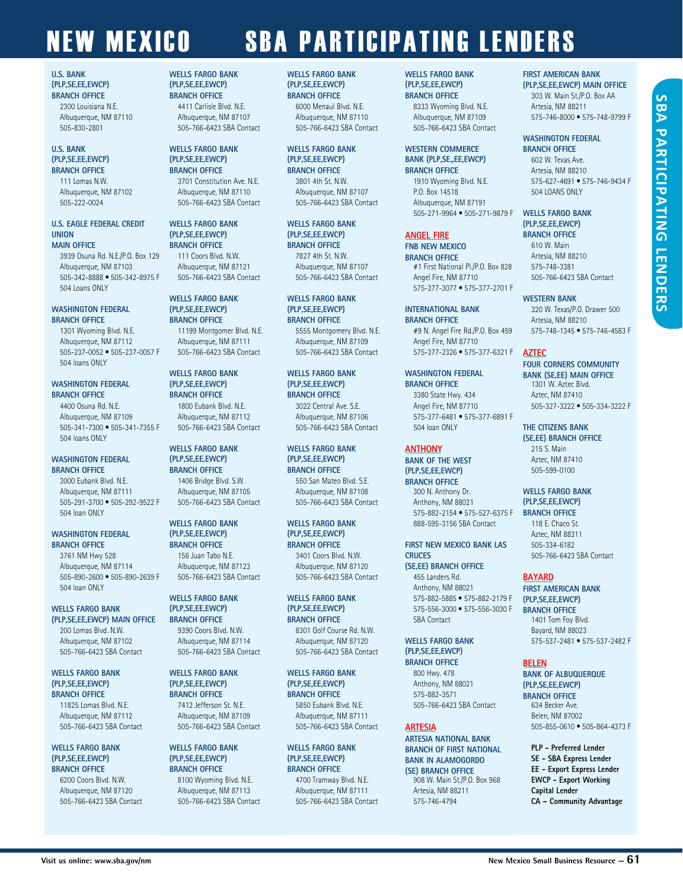# NEW MEXICO SBA PARTICIPATING LENDERS

**U.S. BANK**
**(PLP,SE,EE,EWCP)**
**BRANCH OFFICE**
2300 Louisiana N.E.
Albuquerque, NM 87110
505-830-2801

**U.S. BANK**
**(PLP,SE,EE,EWCP)**
**BRANCH OFFICE**
111 Lomas N.W.
Albuquerque, NM 87102
505-222-0024

**U.S. EAGLE FEDERAL CREDIT UNION**
**MAIN OFFICE**
3939 Osuna Rd. N.E./P.O. Box 129
Albuquerque, NM 87103
505-342-8888 • 505-342-8975 F
504 Loans ONLY

**WASHINGTON FEDERAL**
**BRANCH OFFICE**
1301 Wyoming Blvd. N.E.
Albuquerque, NM 87112
505-237-0052 • 505-237-0057 F
504 loans ONLY

**WASHINGTON FEDERAL**
**BRANCH OFFICE**
4400 Osuna Rd. N.E.
Albuquerque, NM 87109
505-341-7300 • 505-341-7355 F
504 loans ONLY

**WASHINGTON FEDERAL**
**BRANCH OFFICE**
3000 Eubank Blvd. N.E.
Albuquerque, NM 87111
505-291-3700 • 505-292-9522 F
504 loan ONLY

**WASHINGTON FEDERAL**
**BRANCH OFFICE**
3761 NM Hwy 528
Albuquerque, NM 87114
505-890-2600 • 505-890-2639 F
504 loan ONLY

**WELLS FARGO BANK**
**(PLP,SE,EE,EWCP) MAIN OFFICE**
200 Lomas Blvd. N.W.
Albuquerque, NM 87102
505-766-6423 SBA Contact

**WELLS FARGO BANK**
**(PLP,SE,EE,EWCP)**
**BRANCH OFFICE**
11825 Lomas Blvd. N.E.
Albuquerque, NM 87112
505-766-6423 SBA Contact

**WELLS FARGO BANK**
**(PLP,SE,EE,EWCP)**
**BRANCH OFFICE**
6200 Coors Blvd. N.W.
Albuquerque, NM 87120
505-766-6423 SBA Contact

**WELLS FARGO BANK**
**(PLP,SE,EE,EWCP)**
**BRANCH OFFICE**
4411 Carlisle Blvd. N.E.
Albuquerque, NM 87107
505-766-6423 SBA Contact

**WELLS FARGO BANK**
**(PLP,SE,EE,EWCP)**
**BRANCH OFFICE**
3701 Constitution Ave. N.E.
Albuquerque, NM 87110
505-766-6423 SBA Contact

**WELLS FARGO BANK**
**(PLP,SE,EE,EWCP)**
**BRANCH OFFICE**
111 Coors Blvd. N.W.
Albuquerque, NM 87121
505-766-6423 SBA Contact

**WELLS FARGO BANK**
**(PLP,SE,EE,EWCP)**
**BRANCH OFFICE**
11199 Montgomer Blvd. N.E.
Albuquerque, NM 87111
505-766-6423 SBA Contact

**WELLS FARGO BANK**
**(PLP,SE,EE,EWCP)**
**BRANCH OFFICE**
1800 Eubank Blvd. N.E.
Albuquerque, NM 87112
505-766-6423 SBA Contact

**WELLS FARGO BANK**
**(PLP,SE,EE,EWCP)**
**BRANCH OFFICE**
1406 Bridge Blvd. S.W.
Albuquerque, NM 87105
505-766-6423 SBA Contact

**WELLS FARGO BANK**
**(PLP,SE,EE,EWCP)**
**BRANCH OFFICE**
156 Juan Tabo N.E.
Albuquerque, NM 87123
505-766-6423 SBA Contact

**WELLS FARGO BANK**
**(PLP,SE,EE,EWCP)**
**BRANCH OFFICE**
9390 Coors Blvd. N.W.
Albuquerque, NM 87114
505-766-6423 SBA Contact

**WELLS FARGO BANK**
**(PLP,SE,EE,EWCP)**
**BRANCH OFFICE**
7412 Jefferson St. N.E.
Albuquerque, NM 87109
505-766-6423 SBA Contact

**WELLS FARGO BANK**
**(PLP,SE,EE,EWCP)**
**BRANCH OFFICE**
8100 Wyoming Blvd. N.E.
Albuquerque, NM 87113
505-766-6423 SBA Contact

**WELLS FARGO BANK**
**(PLP,SE,EE,EWCP)**
**BRANCH OFFICE**
6000 Menaul Blvd. N.E.
Albuquerque, NM 87110
505-766-6423 SBA Contact

**WELLS FARGO BANK**
**(PLP,SE,EE,EWCP)**
**BRANCH OFFICE**
3801 4th St. N.W.
Albuquerque, NM 87107
505-766-6423 SBA Contact

**WELLS FARGO BANK**
**(PLP,SE,EE,EWCP)**
**BRANCH OFFICE**
7827 4th St. N.W.
Albuquerque, NM 87107
505-766-6423 SBA Contact

**WELLS FARGO BANK**
**(PLP,SE,EE,EWCP)**
**BRANCH OFFICE**
5555 Montgomery Blvd. N.E.
Albuquerque, NM 87109
505-766-6423 SBA Contact

**WELLS FARGO BANK**
**(PLP,SE,EE,EWCP)**
**BRANCH OFFICE**
3022 Central Ave. S.E.
Albuquerque, NM 87106
505-766-6423 SBA Contact

**WELLS FARGO BANK**
**(PLP,SE,EE,EWCP)**
**BRANCH OFFICE**
550 San Mateo Blvd. S.E.
Albuquerque, NM 87108
505-766-6423 SBA Contact

**WELLS FARGO BANK**
**(PLP,SE,EE,EWCP)**
**BRANCH OFFICE**
3401 Coors Blvd. N.W.
Albuquerque, NM 87120
505-766-6423 SBA Contact

**WELLS FARGO BANK**
**(PLP,SE,EE,EWCP)**
**BRANCH OFFICE**
8301 Golf Course Rd. N.W.
Albuquerque, NM 87120
505-766-6423 SBA Contact

**WELLS FARGO BANK**
**(PLP,SE,EE,EWCP)**
**BRANCH OFFICE**
5850 Eubank Blvd. N.E.
Albuquerque, NM 87111
505-766-6423 SBA Contact

**WELLS FARGO BANK**
**(PLP,SE,EE,EWCP)**
**BRANCH OFFICE**
4700 Tramway Blvd. N.E.
Albuquerque, NM 87111
505-766-6423 SBA Contact

**WELLS FARGO BANK**
**(PLP,SE,EE,EWCP)**
**BRANCH OFFICE**
8333 Wyoming Blvd. N.E.
Albuquerque, NM 87109
505-766-6423 SBA Contact

**WESTERN COMMERCE BANK (PLP,SE,,EE,EWCP)**
**BRANCH OFFICE**
1910 Wyoming Blvd. N.E.
P.O. Box 14518
Albuquerque, NM 87191
505-271-9964 • 505-271-9879 F

## ANGEL FIRE

**FNB NEW MEXICO**
**BRANCH OFFICE**
#1 First National Pl./P.O. Box 828
Angel Fire, NM 87710
575-377-3077 • 575-377-2701 F

**INTERNATIONAL BANK**
**BRANCH OFFICE**
#9 N. Angel Fire Rd./P.O. Box 459
Angel Fire, NM 87710
575-377-2326 • 575-377-6321 F

**WASHINGTON FEDERAL**
**BRANCH OFFICE**
3380 State Hwy. 434
Angel Fire, NM 87710
575-377-6481 • 575-377-6891 F
504 loan ONLY

## ANTHONY

**BANK OF THE WEST**
**(PLP,SE,EE,EWCP)**
**BRANCH OFFICE**
300 N. Anthony Dr.
Anthony, NM 88021
575-882-2154 • 575-527-6375 F
888-595-3156 SBA Contact

**FIRST NEW MEXICO BANK LAS CRUCES**
**(SE,EE) BRANCH OFFICE**
455 Landers Rd.
Anthony, NM 88021
575-882-5885 • 575-882-2179 F
575-556-3000 • 575-556-3030 F
SBA Contact

**WELLS FARGO BANK**
**(PLP,SE,EE,EWCP)**
**BRANCH OFFICE**
800 Hwy. 478
Anthony, NM 88021
575-882-3571
505-766-6423 SBA Contact

## ARTESIA

**ARTESIA NATIONAL BANK BRANCH OF FIRST NATIONAL BANK IN ALAMOGORDO**
**(SE) BRANCH OFFICE**
908 W. Main St./P.O. Box 968
Artesia, NM 88211
575-746-4794

**FIRST AMERICAN BANK**
**(PLP,SE,EE,EWCP) MAIN OFFICE**
303 W. Main St./P.O. Box AA
Artesia, NM 88211
575-746-8000 • 575-748-9799 F

**WASHINGTON FEDERAL**
**BRANCH OFFICE**
602 W. Texas Ave.
Artesia, NM 88210
575-627-4691 • 575-746-9434 F
504 LOANS ONLY

**WELLS FARGO BANK**
**(PLP,SE,EE,EWCP)**
**BRANCH OFFICE**
610 W. Main
Artesia, NM 88210
575-748-3381
505-766-6423 SBA Contact

**WESTERN BANK**
320 W. Texas/P.O. Drawer 500
Artesia, NM 88210
575-748-1345 • 575-746-4583 F

## AZTEC

**FOUR CORNERS COMMUNITY BANK (SE,EE) MAIN OFFICE**
1301 W. Aztec Blvd.
Aztec, NM 87410
505-327-3222 • 505-334-3222 F

**THE CITIZENS BANK**
**(SE,EE) BRANCH OFFICE**
215 S. Main
Aztec, NM 87410
505-599-0100

**WELLS FARGO BANK**
**(PLP,SE,EE,EWCP)**
**BRANCH OFFICE**
118 E. Chaco St.
Aztec, NM 88311
505-334-6182
505-766-6423 SBA Contact

## BAYARD

**FIRST AMERICAN BANK**
**(PLP,SE,EE,EWCP)**
**BRANCH OFFICE**
1401 Tom Foy Blvd.
Bayard, NM 88023
575-537-2481 • 575-537-2482 F

## BELEN

**BANK OF ALBUQUERQUE**
**(PLP,SE,EE,EWCP)**
**BRANCH OFFICE**
634 Becker Ave.
Belen, NM 87002
505-855-0610 • 505-864-4373 F

**PLP – Preferred Lender**
**SE – SBA Express Lender**
**EE – Export Express Lender**
**EWCP – Export Working Capital Lender**
**CA – Community Advantage**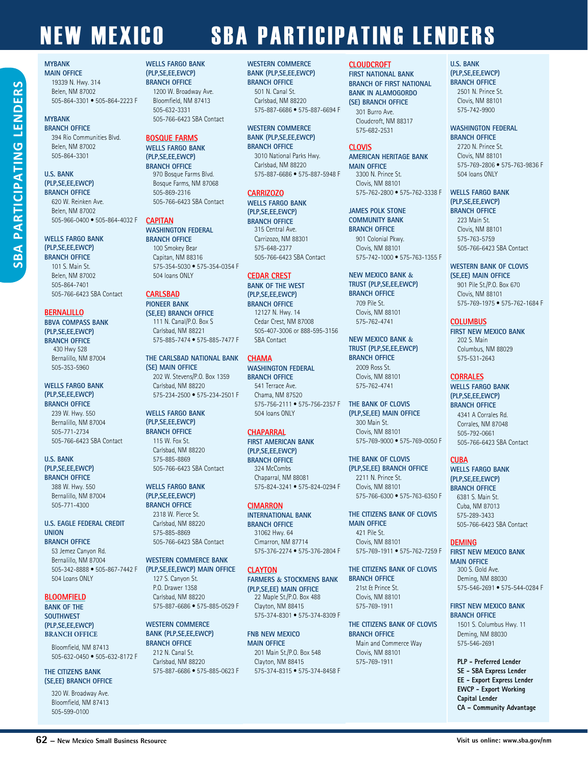# NEW MEXICO SBA PARTICIPATING LENDERS

**MYBANK**
**MAIN OFFICE**
19339 N. Hwy. 314
Belen, NM 87002
505-864-3301 • 505-864-2223 F

**MYBANK**
**BRANCH OFFICE**
394 Rio Communities Blvd.
Belen, NM 87002
505-864-3301

**U.S. BANK**
**(PLP,SE,EE,EWCP)**
**BRANCH OFFICE**
620 W. Reinken Ave.
Belen, NM 87002
505-966-0400 • 505-864-4032 F

**WELLS FARGO BANK**
**(PLP,SE,EE,EWCP)**
**BRANCH OFFICE**
101 S. Main St.
Belen, NM 87002
505-864-7401
505-766-6423 SBA Contact

## BERNALILLO

**BBVA COMPASS BANK**
**(PLP,SE,EE,EWCP)**
**BRANCH OFFICE**
430 Hwy 528
Bernalillo, NM 87004
505-353-5960

**WELLS FARGO BANK**
**(PLP,SE,EE,EWCP)**
**BRANCH OFFICE**
239 W. Hwy. 550
Bernalillo, NM 87004
505-771-2734
505-766-6423 SBA Contact

**U.S. BANK**
**(PLP,SE,EE,EWCP)**
**BRANCH OFFICE**
388 W. Hwy. 550
Bernalillo, NM 87004
505-771-4300

**U.S. EAGLE FEDERAL CREDIT UNION**
**BRANCH OFFICE**
53 Jemez Canyon Rd.
Bernalillo, NM 87004
505-342-8888 • 505-867-7442 F
504 Loans ONLY

## BLOOMFIELD

**BANK OF THE SOUTHWEST**
**(PLP,SE,EE,EWCP)**
**BRANCH OFFICE**
Bloomfield, NM 87413
505-632-0450 • 505-632-8172 F

**THE CITIZENS BANK**
**(SE,EE) BRANCH OFFICE**
320 W. Broadway Ave.
Bloomfield, NM 87413
505-599-0100

**WELLS FARGO BANK**
**(PLP,SE,EE,EWCP)**
**BRANCH OFFICE**
1200 W. Broadway Ave.
Bloomfield, NM 87413
505-632-3331
505-766-6423 SBA Contact

## BOSQUE FARMS

**WELLS FARGO BANK**
**(PLP,SE,EE,EWCP)**
**BRANCH OFFICE**
970 Bosque Farms Blvd.
Bosque Farms, NM 87068
505-869-2316
505-766-6423 SBA Contact

## CAPITAN

**WASHINGTON FEDERAL**
**BRANCH OFFICE**
100 Smokey Bear
Capitan, NM 88316
575-354-5030 • 575-354-0354 F
504 loans ONLY

## CARLSBAD

**PIONEER BANK**
**(SE,EE) BRANCH OFFICE**
111 N. Canal/P.O. Box S
Carlsbad, NM 88221
575-885-7474 • 575-885-7477 F

**THE CARLSBAD NATIONAL BANK**
**(SE) MAIN OFFICE**
202 W. Stevens/P.O. Box 1359
Carlsbad, NM 88220
575-234-2500 • 575-234-2501 F

**WELLS FARGO BANK**
**(PLP,SE,EE,EWCP)**
**BRANCH OFFICE**
115 W. Fox St.
Carlsbad, NM 88220
575-885-8869
505-766-6423 SBA Contact

**WELLS FARGO BANK**
**(PLP,SE,EE,EWCP)**
**BRANCH OFFICE**
2318 W. Pierce St.
Carlsbad, NM 88220
575-885-8869
505-766-6423 SBA Contact

**WESTERN COMMERCE BANK**
**(PLP,SE,EE,EWCP) MAIN OFFICE**
127 S. Canyon St.
P.O. Drawer 1358
Carlsbad, NM 88220
575-887-6686 • 575-885-0529 F

**WESTERN COMMERCE BANK (PLP,SE,EE,EWCP)**
**BRANCH OFFICE**
212 N. Canal St.
Carlsbad, NM 88220
575-887-6686 • 575-885-0623 F

**WESTERN COMMERCE BANK (PLP,SE,EE,EWCP)**
**BRANCH OFFICE**
501 N. Canal St.
Carlsbad, NM 88220
575-887-6686 • 575-887-6694 F

**WESTERN COMMERCE BANK (PLP,SE,EE,EWCP)**
**BRANCH OFFICE**
3010 National Parks Hwy.
Carlsbad, NM 88220
575-887-6686 • 575-887-5948 F

## CARRIZOZO

**WELLS FARGO BANK**
**(PLP,SE,EE,EWCP)**
**BRANCH OFFICE**
315 Central Ave.
Carrizozo, NM 88301
575-648-2377
505-766-6423 SBA Contact

## CEDAR CREST

**BANK OF THE WEST**
**(PLP,SE,EE,EWCP)**
**BRANCH OFFICE**
12127 N. Hwy. 14
Cedar Crest, NM 87008
505-407-3006 or 888-595-3156
SBA Contact

## CHAMA

**WASHINGTON FEDERAL**
**BRANCH OFFICE**
541 Terrace Ave.
Chama, NM 87520
575-756-2111 • 575-756-2357 F
504 loans ONLY

## CHAPARRAL

**FIRST AMERICAN BANK**
**(PLP,SE,EE,EWCP)**
**BRANCH OFFICE**
324 McCombs
Chaparral, NM 88081
575-824-3241 • 575-824-0294 F

## CIMARRON

**INTERNATIONAL BANK**
**BRANCH OFFICE**
31062 Hwy. 64
Cimarron, NM 87714
575-376-2274 • 575-376-2804 F

## CLAYTON

**FARMERS & STOCKMENS BANK**
**(PLP,SE,EE) MAIN OFFICE**
22 Maple St./P.O. Box 488
Clayton, NM 88415
575-374-8301 • 575-374-8309 F

**FNB NEW MEXICO**
**MAIN OFFICE**
201 Main St./P.O. Box 548
Clayton, NM 88415
575-374-8315 • 575-374-8458 F

## CLOUDCROFT

**FIRST NATIONAL BANK**
**BRANCH OF FIRST NATIONAL BANK IN ALAMOGORDO**
**(SE) BRANCH OFFICE**
301 Burro Ave.
Cloudcroft, NM 88317
575-682-2531

## CLOVIS

**AMERICAN HERITAGE BANK**
**MAIN OFFICE**
3300 N. Prince St.
Clovis, NM 88101
575-762-2800 • 575-762-3338 F

**JAMES POLK STONE COMMUNITY BANK**
**BRANCH OFFICE**
901 Colonial Pkwy.
Clovis, NM 88101
575-742-1000 • 575-763-1355 F

**NEW MEXICO BANK & TRUST (PLP,SE,EE,EWCP)**
**BRANCH OFFICE**
709 Pile St.
Clovis, NM 88101
575-762-4741

**NEW MEXICO BANK & TRUST (PLP,SE,EE,EWCP)**
**BRANCH OFFICE**
2009 Ross St.
Clovis, NM 88101
575-762-4741

**THE BANK OF CLOVIS**
**(PLP,SE,EE) MAIN OFFICE**
300 Main St.
Clovis, NM 88101
575-769-9000 • 575-769-0050 F

**THE BANK OF CLOVIS**
**(PLP,SE,EE) BRANCH OFFICE**
2211 N. Prince St.
Clovis, NM 88101
575-766-6300 • 575-763-6350 F

**THE CITIZENS BANK OF CLOVIS**
**MAIN OFFICE**
421 Pile St.
Clovis, NM 88101
575-769-1911 • 575-762-7259 F

**THE CITIZENS BANK OF CLOVIS**
**BRANCH OFFICE**
21st & Prince St.
Clovis, NM 88101
575-769-1911

**THE CITIZENS BANK OF CLOVIS**
**BRANCH OFFICE**
Main and Commerce Way
Clovis, NM 88101
575-769-1911

**U.S. BANK**
**(PLP,SE,EE,EWCP)**
**BRANCH OFFICE**
2501 N. Prince St.
Clovis, NM 88101
575-742-9900

**WASHINGTON FEDERAL**
**BRANCH OFFICE**
2720 N. Prince St.
Clovis, NM 88101
575-769-2806 • 575-763-9836 F
504 loans ONLY

**WELLS FARGO BANK**
**(PLP,SE,EE,EWCP)**
**BRANCH OFFICE**
223 Main St.
Clovis, NM 88101
575-763-5759
505-766-6423 SBA Contact

**WESTERN BANK OF CLOVIS**
**(SE,EE) MAIN OFFICE**
901 Pile St./P.O. Box 670
Clovis, NM 88101
575-769-1975 • 575-762-1684 F

## COLUMBUS

**FIRST NEW MEXICO BANK**
202 S. Main
Columbus, NM 88029
575-531-2643

## CORRALES

**WELLS FARGO BANK**
**(PLP,SE,EE,EWCP)**
**BRANCH OFFICE**
4341 A Corrales Rd.
Corrales, NM 87048
505-792-0661
505-766-6423 SBA Contact

## CUBA

**WELLS FARGO BANK**
**(PLP,SE,EE,EWCP)**
**BRANCH OFFICE**
6381 S. Main St.
Cuba, NM 87013
575-289-3433
505-766-6423 SBA Contact

## DEMING

**FIRST NEW MEXICO BANK**
**MAIN OFFICE**
300 S. Gold Ave.
Deming, NM 88030
575-546-2691 • 575-544-0284 F

**FIRST NEW MEXICO BANK**
**BRANCH OFFICE**
1501 S. Columbus Hwy. 11
Deming, NM 88030
575-546-2691

**PLP – Preferred Lender**
**SE – SBA Express Lender**
**EE – Export Express Lender**
**EWCP – Export Working Capital Lender**
**CA – Community Advantage**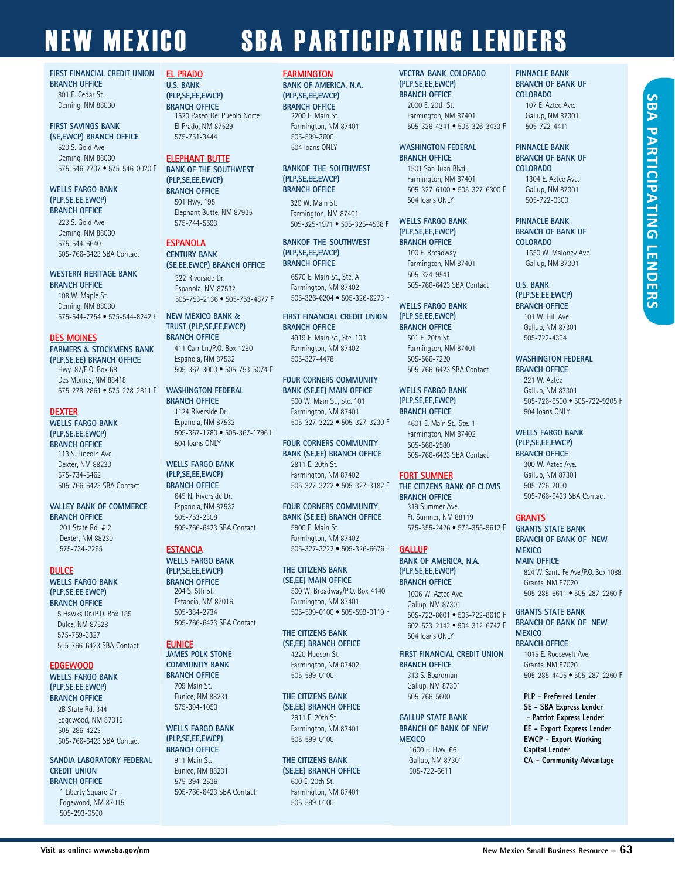# NEW MEXICO SBA PARTICIPATING LENDERS

**FIRST FINANCIAL CREDIT UNION**
**BRANCH OFFICE**
801 E. Cedar St.
Deming, NM 88030

**FIRST SAVINGS BANK**
**(SE,EWCP) BRANCH OFFICE**
520 S. Gold Ave.
Deming, NM 88030
575-546-2707 • 575-546-0020 F

**WELLS FARGO BANK**
**(PLP,SE,EE,EWCP)**
**BRANCH OFFICE**
223 S. Gold Ave.
Deming, NM 88030
575-544-6640
505-766-6423 SBA Contact

**WESTERN HERITAGE BANK**
**BRANCH OFFICE**
108 W. Maple St.
Deming, NM 88030
575-544-7754 • 575-544-8242 F

## DES MOINES

**FARMERS & STOCKMENS BANK**
**(PLP,SE,EE) BRANCH OFFICE**
Hwy. 87/P.O. Box 68
Des Moines, NM 88418
575-278-2861 • 575-278-2811 F

## DEXTER

**WELLS FARGO BANK**
**(PLP,SE,EE,EWCP)**
**BRANCH OFFICE**
113 S. Lincoln Ave.
Dexter, NM 88230
575-734-5462
505-766-6423 SBA Contact

**VALLEY BANK OF COMMERCE**
**BRANCH OFFICE**
201 State Rd. # 2
Dexter, NM 88230
575-734-2265

## DULCE

**WELLS FARGO BANK**
**(PLP,SE,EE,EWCP)**
**BRANCH OFFICE**
5 Hawks Dr./P.O. Box 185
Dulce, NM 87528
575-759-3327
505-766-6423 SBA Contact

## EDGEWOOD

**WELLS FARGO BANK**
**(PLP,SE,EE,EWCP)**
**BRANCH OFFICE**
2B State Rd. 344
Edgewood, NM 87015
505-286-4223
505-766-6423 SBA Contact

**SANDIA LABORATORY FEDERAL CREDIT UNION**
**BRANCH OFFICE**
1 Liberty Square Cir.
Edgewood, NM 87015
505-293-0500

## EL PRADO

**U.S. BANK**
**(PLP,SE,EE,EWCP)**
**BRANCH OFFICE**
1520 Paseo Del Pueblo Norte
El Prado, NM 87529
575-751-3444

## ELEPHANT BUTTE

**BANK OF THE SOUTHWEST**
**(PLP,SE,EE,EWCP)**
**BRANCH OFFICE**
501 Hwy. 195
Elephant Butte, NM 87935
575-744-5593

## ESPANOLA

**CENTURY BANK**
**(SE,EE,EWCP) BRANCH OFFICE**
322 Riverside Dr.
Espanola, NM 87532
505-753-2136 • 505-753-4877 F

**NEW MEXICO BANK & TRUST (PLP,SE,EE,EWCP)**
**BRANCH OFFICE**
411 Carr Ln./P.O. Box 1290
Espanola, NM 87532
505-367-3000 • 505-753-5074 F

**WASHINGTON FEDERAL**
**BRANCH OFFICE**
1124 Riverside Dr.
Espanola, NM 87532
505-367-1780 • 505-367-1796 F
504 loans ONLY

**WELLS FARGO BANK**
**(PLP,SE,EE,EWCP)**
**BRANCH OFFICE**
645 N. Riverside Dr.
Espanola, NM 87532
505-753-2308
505-766-6423 SBA Contact

## ESTANCIA

**WELLS FARGO BANK**
**(PLP,SE,EE,EWCP)**
**BRANCH OFFICE**
204 S. 5th St.
Estancia, NM 87016
505-384-2734
505-766-6423 SBA Contact

## EUNICE

**JAMES POLK STONE COMMUNITY BANK**
**BRANCH OFFICE**
709 Main St.
Eunice, NM 88231
575-394-1050

**WELLS FARGO BANK**
**(PLP,SE,EE,EWCP)**
**BRANCH OFFICE**
911 Main St.
Eunice, NM 88231
575-394-2536
505-766-6423 SBA Contact

## FARMINGTON

**BANK OF AMERICA, N.A.**
**(PLP,SE,EE,EWCP)**
**BRANCH OFFICE**
2200 E. Main St.
Farmington, NM 87401
505-599-3600
504 loans ONLY

**BANKOF THE SOUTHWEST**
**(PLP,SE,EE,EWCP)**
**BRANCH OFFICE**
320 W. Main St.
Farmington, NM 87401
505-325-1971 • 505-325-4538 F

**BANKOF THE SOUTHWEST**
**(PLP,SE,EE,EWCP)**
**BRANCH OFFICE**
6570 E. Main St., Ste. A
Farmington, NM 87402
505-326-6204 • 505-326-6273 F

**FIRST FINANCIAL CREDIT UNION**
**BRANCH OFFICE**
4919 E. Main St., Ste. 103
Farmington, NM 87402
505-327-4478

**FOUR CORNERS COMMUNITY BANK (SE,EE) MAIN OFFICE**
500 W. Main St., Ste. 101
Farmington, NM 87401
505-327-3222 • 505-327-3230 F

**FOUR CORNERS COMMUNITY BANK (SE,EE) BRANCH OFFICE**
2811 E. 20th St.
Farmington, NM 87402
505-327-3222 • 505-327-3182 F

**FOUR CORNERS COMMUNITY BANK (SE,EE) BRANCH OFFICE**
5900 E. Main St.
Farmington, NM 87402
505-327-3222 • 505-326-6676 F

**THE CITIZENS BANK**
**(SE,EE) MAIN OFFICE**
500 W. Broadway/P.O. Box 4140
Farmington, NM 87401
505-599-0100 • 505-599-0119 F

**THE CITIZENS BANK**
**(SE,EE) BRANCH OFFICE**
4220 Hudson St.
Farmington, NM 87402
505-599-0100

**THE CITIZENS BANK**
**(SE,EE) BRANCH OFFICE**
2911 E. 20th St.
Farmington, NM 87401
505-599-0100

**THE CITIZENS BANK**
**(SE,EE) BRANCH OFFICE**
600 E. 20th St.
Farmington, NM 87401
505-599-0100

**VECTRA BANK COLORADO**
**(PLP,SE,EE,EWCP)**
**BRANCH OFFICE**
2000 E. 20th St.
Farmington, NM 87401
505-326-4341 • 505-326-3433 F

**WASHINGTON FEDERAL**
**BRANCH OFFICE**
1501 San Juan Blvd.
Farmington, NM 87401
505-327-6100 • 505-327-6300 F
504 loans ONLY

**WELLS FARGO BANK**
**(PLP,SE,EE,EWCP)**
**BRANCH OFFICE**
100 E. Broadway
Farmington, NM 87401
505-324-9541
505-766-6423 SBA Contact

**WELLS FARGO BANK**
**(PLP,SE,EE,EWCP)**
**BRANCH OFFICE**
501 E. 20th St.
Farmington, NM 87401
505-566-7220
505-766-6423 SBA Contact

**WELLS FARGO BANK**
**(PLP,SE,EE,EWCP)**
**BRANCH OFFICE**
4601 E. Main St., Ste. 1
Farmington, NM 87402
505-566-2580
505-766-6423 SBA Contact

## FORT SUMNER

**THE CITIZENS BANK OF CLOVIS**
**BRANCH OFFICE**
319 Summer Ave.
Ft. Sumner, NM 88119
575-355-2426 • 575-355-9612 F

## GALLUP

**BANK OF AMERICA, N.A.**
**(PLP,SE,EE,EWCP)**
**BRANCH OFFICE**
1006 W. Aztec Ave.
Gallup, NM 87301
505-722-8601 • 505-722-8610 F
602-523-2142 • 904-312-6742 F
504 loans ONLY

**FIRST FINANCIAL CREDIT UNION**
**BRANCH OFFICE**
313 S. Boardman
Gallup, NM 87301
505-566-5600

**GALLUP STATE BANK**
**BRANCH OF BANK OF NEW MEXICO**
1600 E. Hwy. 66
Gallup, NM 87301
505-722-6611

**PINNACLE BANK**
**BRANCH OF BANK OF COLORADO**
107 E. Aztec Ave.
Gallup, NM 87301
505-722-4411

**PINNACLE BANK**
**BRANCH OF BANK OF COLORADO**
1804 E. Aztec Ave.
Gallup, NM 87301
505-722-0300

**PINNACLE BANK**
**BRANCH OF BANK OF COLORADO**
1650 W. Maloney Ave.
Gallup, NM 87301

**U.S. BANK**
**(PLP,SE,EE,EWCP)**
**BRANCH OFFICE**
101 W. Hill Ave.
Gallup, NM 87301
505-722-4394

**WASHINGTON FEDERAL**
**BRANCH OFFICE**
221 W. Aztec
Gallup, NM 87301
505-726-6500 • 505-722-9205 F
504 loans ONLY

**WELLS FARGO BANK**
**(PLP,SE,EE,EWCP)**
**BRANCH OFFICE**
300 W. Aztec Ave.
Gallup, NM 87301
505-726-2000
505-766-6423 SBA Contact

## GRANTS

**GRANTS STATE BANK**
**BRANCH OF BANK OF NEW MEXICO**
**MAIN OFFICE**
824 W. Santa Fe Ave./P.O. Box 1088
Grants, NM 87020
505-285-6611 • 505-287-2260 F

**GRANTS STATE BANK**
**BRANCH OF BANK OF NEW MEXICO**
**BRANCH OFFICE**
1015 E. Roosevelt Ave.
Grants, NM 87020
505-285-4405 • 505-287-2260 F

**PLP – Preferred Lender**
**SE – SBA Express Lender**
**– Patriot Express Lender**
**EE – Export Express Lender**
**EWCP – Export Working Capital Lender**
**CA – Community Advantage**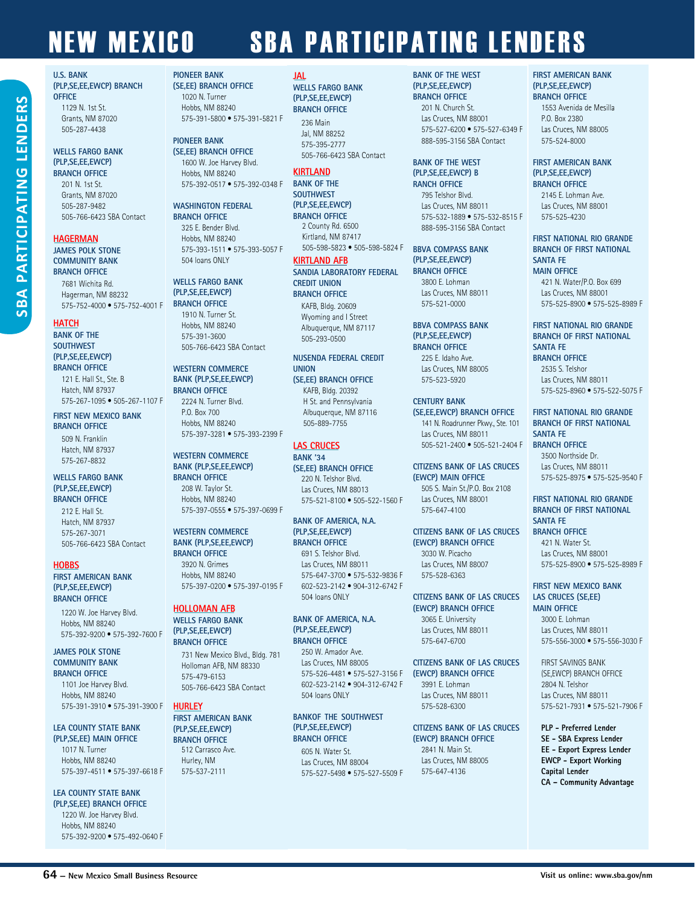# NEW MEXICO SBA PARTICIPATING LENDERS

**U.S. BANK (PLP,SE,EE,EWCP) BRANCH OFFICE**
1129 N. 1st St.
Grants, NM 87020
505-287-4438

**WELLS FARGO BANK (PLP,SE,EE,EWCP) BRANCH OFFICE**
201 N. 1st St.
Grants, NM 87020
505-287-9482
505-766-6423 SBA Contact

## HAGERMAN

**JAMES POLK STONE COMMUNITY BANK BRANCH OFFICE**
7681 Wichita Rd.
Hagerman, NM 88232
575-752-4000 • 575-752-4001 F

## HATCH

**BANK OF THE SOUTHWEST (PLP,SE,EE,EWCP) BRANCH OFFICE**
121 E. Hall St., Ste. B
Hatch, NM 87937
575-267-1095 • 505-267-1107 F

**FIRST NEW MEXICO BANK BRANCH OFFICE**
509 N. Franklin
Hatch, NM 87937
575-267-8832

**WELLS FARGO BANK (PLP,SE,EE,EWCP) BRANCH OFFICE**
212 E. Hall St.
Hatch, NM 87937
575-267-3071
505-766-6423 SBA Contact

## HOBBS

**FIRST AMERICAN BANK (PLP,SE,EE,EWCP) BRANCH OFFICE**
1220 W. Joe Harvey Blvd.
Hobbs, NM 88240
575-392-9200 • 575-392-7600 F

**JAMES POLK STONE COMMUNITY BANK BRANCH OFFICE**
1101 Joe Harvey Blvd.
Hobbs, NM 88240
575-391-3910 • 575-391-3900 F

**LEA COUNTY STATE BANK (PLP,SE,EE) MAIN OFFICE**
1017 N. Turner
Hobbs, NM 88240
575-397-4511 • 575-397-6618 F

**LEA COUNTY STATE BANK (PLP,SE,EE) BRANCH OFFICE**
1220 W. Joe Harvey Blvd.
Hobbs, NM 88240
575-392-9200 • 575-492-0640 F

**PIONEER BANK (SE,EE) BRANCH OFFICE**
1020 N. Turner
Hobbs, NM 88240
575-391-5800 • 575-391-5821 F

**PIONEER BANK (SE,EE) BRANCH OFFICE**
1600 W. Joe Harvey Blvd.
Hobbs, NM 88240
575-392-0517 • 575-392-0348 F

**WASHINGTON FEDERAL BRANCH OFFICE**
325 E. Bender Blvd.
Hobbs, NM 88240
575-393-1511 • 575-393-5057 F
504 loans ONLY

**WELLS FARGO BANK (PLP,SE,EE,EWCP) BRANCH OFFICE**
1910 N. Turner St.
Hobbs, NM 88240
575-391-3600
505-766-6423 SBA Contact

**WESTERN COMMERCE BANK (PLP,SE,EE,EWCP) BRANCH OFFICE**
2224 N. Turner Blvd.
P.O. Box 700
Hobbs, NM 88240
575-397-3281 • 575-393-2399 F

**WESTERN COMMERCE BANK (PLP,SE,EE,EWCP) BRANCH OFFICE**
208 W. Taylor St.
Hobbs, NM 88240
575-397-0555 • 575-397-0699 F

**WESTERN COMMERCE BANK (PLP,SE,EE,EWCP) BRANCH OFFICE**
3920 N. Grimes
Hobbs, NM 88240
575-397-0200 • 575-397-0195 F

## HOLLOMAN AFB

**WELLS FARGO BANK (PLP,SE,EE,EWCP) BRANCH OFFICE**
731 New Mexico Blvd., Bldg. 781
Holloman AFB, NM 88330
575-479-6153
505-766-6423 SBA Contact

## HURLEY

**FIRST AMERICAN BANK (PLP,SE,EE,EWCP) BRANCH OFFICE**
512 Carrasco Ave.
Hurley, NM
575-537-2111

## JAL

**WELLS FARGO BANK (PLP,SE,EE,EWCP) BRANCH OFFICE**
236 Main
Jal, NM 88252
575-395-2777
505-766-6423 SBA Contact

## KIRTLAND

**BANK OF THE SOUTHWEST (PLP,SE,EE,EWCP) BRANCH OFFICE**
2 County Rd. 6500
Kirtland, NM 87417
505-598-5823 • 505-598-5824 F

## KIRTLAND AFB

**SANDIA LABORATORY FEDERAL CREDIT UNION BRANCH OFFICE**
KAFB, Bldg. 20609
Wyoming and I Street
Albuquerque, NM 87117
505-293-0500

**NUSENDA FEDERAL CREDIT UNION (SE,EE) BRANCH OFFICE**
KAFB, Bldg. 20392
H St. and Pennsylvania
Albuquerque, NM 87116
505-889-7755

## LAS CRUCES

**BANK '34 (SE,EE) BRANCH OFFICE**
220 N. Telshor Blvd.
Las Cruces, NM 88013
575-521-8100 • 505-522-1560 F

**BANK OF AMERICA, N.A. (PLP,SE,EE,EWCP) BRANCH OFFICE**
691 S. Telshor Blvd.
Las Cruces, NM 88011
575-647-3700 • 575-532-9836 F
602-523-2142 • 904-312-6742 F
504 loans ONLY

**BANK OF AMERICA, N.A. (PLP,SE,EE,EWCP) BRANCH OFFICE**
250 W. Amador Ave.
Las Cruces, NM 88005
575-526-4481 • 575-527-3156 F
602-523-2142 • 904-312-6742 F
504 loans ONLY

**BANKOF THE SOUTHWEST (PLP,SE,EE,EWCP) BRANCH OFFICE**
605 N. Water St.
Las Cruces, NM 88004
575-527-5498 • 575-527-5509 F

**BANK OF THE WEST (PLP,SE,EE,EWCP) BRANCH OFFICE**
201 N. Church St.
Las Cruces, NM 88001
575-527-6200 • 575-527-6349 F
888-595-3156 SBA Contact

**BANK OF THE WEST (PLP,SE,EE,EWCP) B RANCH OFFICE**
795 Telshor Blvd.
Las Cruces, NM 88011
575-532-1889 • 575-532-8515 F
888-595-3156 SBA Contact

**BBVA COMPASS BANK (PLP,SE,EE,EWCP) BRANCH OFFICE**
3800 E. Lohman
Las Cruces, NM 88011
575-521-0000

**BBVA COMPASS BANK (PLP,SE,EE,EWCP) BRANCH OFFICE**
225 E. Idaho Ave.
Las Cruces, NM 88005
575-523-5920

**CENTURY BANK (SE,EE,EWCP) BRANCH OFFICE**
141 N. Roadrunner Pkwy., Ste. 101
Las Cruces, NM 88011
505-521-2400 • 505-521-2404 F

**CITIZENS BANK OF LAS CRUCES (EWCP) MAIN OFFICE**
505 S. Main St./P.O. Box 2108
Las Cruces, NM 88001
575-647-4100

**CITIZENS BANK OF LAS CRUCES (EWCP) BRANCH OFFICE**
3030 W. Picacho
Las Cruces, NM 88007
575-528-6363

**CITIZENS BANK OF LAS CRUCES (EWCP) BRANCH OFFICE**
3065 E. University
Las Cruces, NM 88011
575-647-6700

**CITIZENS BANK OF LAS CRUCES (EWCP) BRANCH OFFICE**
3991 E. Lohman
Las Cruces, NM 88011
575-528-6300

**CITIZENS BANK OF LAS CRUCES (EWCP) BRANCH OFFICE**
2841 N. Main St.
Las Cruces, NM 88005
575-647-4136

**FIRST AMERICAN BANK (PLP,SE,EE,EWCP) BRANCH OFFICE**
1553 Avenida de Mesilla
P.O. Box 2380
Las Cruces, NM 88005
575-524-8000

**FIRST AMERICAN BANK (PLP,SE,EE,EWCP) BRANCH OFFICE**
2145 E. Lohman Ave.
Las Cruces, NM 88001
575-525-4230

**FIRST NATIONAL RIO GRANDE BRANCH OF FIRST NATIONAL SANTA FE MAIN OFFICE**
421 N. Water/P.O. Box 699
Las Cruces, NM 88001
575-525-8900 • 575-525-8989 F

**FIRST NATIONAL RIO GRANDE BRANCH OF FIRST NATIONAL SANTA FE BRANCH OFFICE**
2535 S. Telshor
Las Cruces, NM 88011
575-525-8960 • 575-522-5075 F

**FIRST NATIONAL RIO GRANDE BRANCH OF FIRST NATIONAL SANTA FE BRANCH OFFICE**
3500 Northside Dr.
Las Cruces, NM 88011
575-525-8975 • 575-525-9540 F

**FIRST NATIONAL RIO GRANDE BRANCH OF FIRST NATIONAL SANTA FE BRANCH OFFICE**
421 N. Water St.
Las Cruces, NM 88001
575-525-8900 • 575-525-8989 F

**FIRST NEW MEXICO BANK LAS CRUCES (SE,EE) MAIN OFFICE**
3000 E. Lohman
Las Cruces, NM 88011
575-556-3000 • 575-556-3030 F

FIRST SAVINGS BANK (SE,EWCP) BRANCH OFFICE
2804 N. Telshor
Las Cruces, NM 88011
575-521-7931 • 575-521-7906 F

**PLP – Preferred Lender**
**SE – SBA Express Lender**
**EE – Export Express Lender**
**EWCP – Export Working Capital Lender**
**CA – Community Advantage**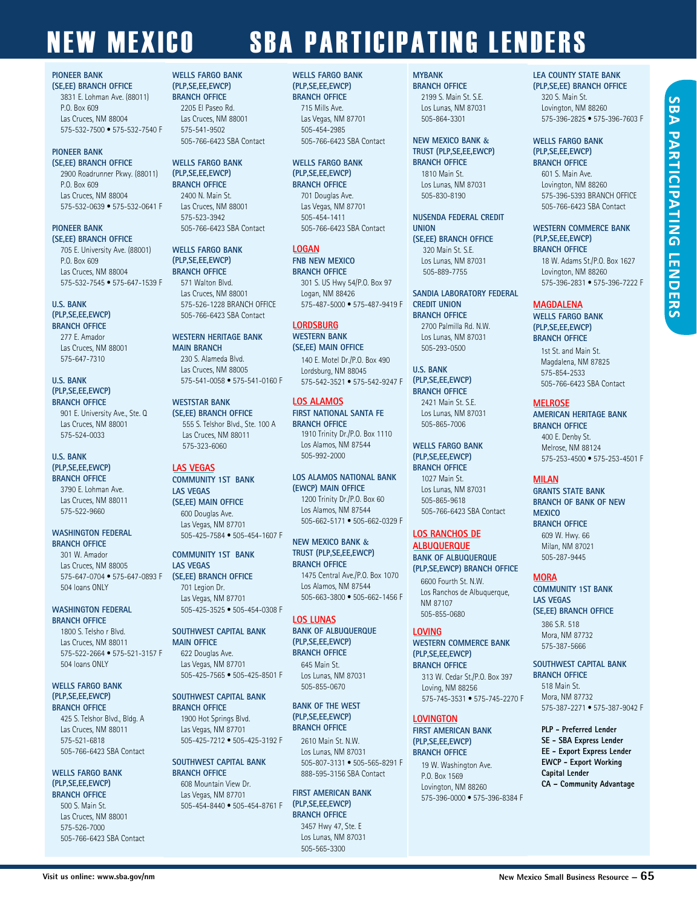# NEW MEXICO SBA PARTICIPATING LENDERS

**PIONEER BANK**
**(SE,EE) BRANCH OFFICE**
3831 E. Lohman Ave. (88011)
P.O. Box 609
Las Cruces, NM 88004
575-532-7500 • 575-532-7540 F

**PIONEER BANK**
**(SE,EE) BRANCH OFFICE**
2900 Roadrunner Pkwy. (88011)
P.O. Box 609
Las Cruces, NM 88004
575-532-0639 • 575-532-0641 F

**PIONEER BANK**
**(SE,EE) BRANCH OFFICE**
705 E. University Ave. (88001)
P.O. Box 609
Las Cruces, NM 88004
575-532-7545 • 575-647-1539 F

**U.S. BANK**
**(PLP,SE,EE,EWCP)**
**BRANCH OFFICE**
277 E. Amador
Las Cruces, NM 88001
575-647-7310

**U.S. BANK**
**(PLP,SE,EE,EWCP)**
**BRANCH OFFICE**
901 E. University Ave., Ste. Q
Las Cruces, NM 88001
575-524-0033

**U.S. BANK**
**(PLP,SE,EE,EWCP)**
**BRANCH OFFICE**
3790 E. Lohman Ave.
Las Cruces, NM 88011
575-522-9660

**WASHINGTON FEDERAL**
**BRANCH OFFICE**
301 W. Amador
Las Cruces, NM 88005
575-647-0704 • 575-647-0893 F
504 loans ONLY

**WASHINGTON FEDERAL**
**BRANCH OFFICE**
1800 S. Telshor Blvd.
Las Cruces, NM 88011
575-522-2664 • 575-521-3157 F
504 loans ONLY

**WELLS FARGO BANK**
**(PLP,SE,EE,EWCP)**
**BRANCH OFFICE**
425 S. Telshor Blvd., Bldg. A
Las Cruces, NM 88011
575-521-6818
505-766-6423 SBA Contact

**WELLS FARGO BANK**
**(PLP,SE,EE,EWCP)**
**BRANCH OFFICE**
500 S. Main St.
Las Cruces, NM 88001
575-526-7000
505-766-6423 SBA Contact

**WELLS FARGO BANK**
**(PLP,SE,EE,EWCP)**
**BRANCH OFFICE**
2205 El Paseo Rd.
Las Cruces, NM 88001
575-541-9502
505-766-6423 SBA Contact

**WELLS FARGO BANK**
**(PLP,SE,EE,EWCP)**
**BRANCH OFFICE**
2400 N. Main St.
Las Cruces, NM 88001
575-523-3942
505-766-6423 SBA Contact

**WELLS FARGO BANK**
**(PLP,SE,EE,EWCP)**
**BRANCH OFFICE**
571 Walton Blvd.
Las Cruces, NM 88001
575-526-1228 BRANCH OFFICE
505-766-6423 SBA Contact

**WESTERN HERITAGE BANK**
**MAIN BRANCH**
230 S. Alameda Blvd.
Las Cruces, NM 88005
575-541-0058 • 575-541-0160 F

**WESTSTAR BANK**
**(SE,EE) BRANCH OFFICE**
555 S. Telshor Blvd., Ste. 100 A
Las Cruces, NM 88011
575-323-6060

## LAS VEGAS

**COMMUNITY 1ST BANK**
**LAS VEGAS**
**(SE,EE) MAIN OFFICE**
600 Douglas Ave.
Las Vegas, NM 87701
505-425-7584 • 505-454-1607 F

**COMMUNITY 1ST BANK**
**LAS VEGAS**
**(SE,EE) BRANCH OFFICE**
701 Legion Dr.
Las Vegas, NM 87701
505-425-3525 • 505-454-0308 F

**SOUTHWEST CAPITAL BANK**
**MAIN OFFICE**
622 Douglas Ave.
Las Vegas, NM 87701
505-425-7565 • 505-425-8501 F

**SOUTHWEST CAPITAL BANK**
**BRANCH OFFICE**
1900 Hot Springs Blvd.
Las Vegas, NM 87701
505-425-7212 • 505-425-3192 F

**SOUTHWEST CAPITAL BANK**
**BRANCH OFFICE**
608 Mountain View Dr.
Las Vegas, NM 87701
505-454-8440 • 505-454-8761 F

**WELLS FARGO BANK**
**(PLP,SE,EE,EWCP)**
**BRANCH OFFICE**
715 Mills Ave.
Las Vegas, NM 87701
505-454-2985
505-766-6423 SBA Contact

**WELLS FARGO BANK**
**(PLP,SE,EE,EWCP)**
**BRANCH OFFICE**
701 Douglas Ave.
Las Vegas, NM 87701
505-454-1411
505-766-6423 SBA Contact

## LOGAN

**FNB NEW MEXICO**
**BRANCH OFFICE**
301 S. US Hwy 54/P.O. Box 97
Logan, NM 88426
575-487-5000 • 575-487-9419 F

## LORDSBURG

**WESTERN BANK**
**(SE,EE) MAIN OFFICE**
140 E. Motel Dr./P.O. Box 490
Lordsburg, NM 88045
575-542-3521 • 575-542-9247 F

## LOS ALAMOS

**FIRST NATIONAL SANTA FE**
**BRANCH OFFICE**
1910 Trinity Dr./P.O. Box 1110
Los Alamos, NM 87544
505-992-2000

**LOS ALAMOS NATIONAL BANK**
**(EWCP) MAIN OFFICE**
1200 Trinity Dr./P.O. Box 60
Los Alamos, NM 87544
505-662-5171 • 505-662-0329 F

**NEW MEXICO BANK & TRUST (PLP,SE,EE,EWCP)**
**BRANCH OFFICE**
1475 Central Ave./P.O. Box 1070
Los Alamos, NM 87544
505-663-3800 • 505-662-1456 F

## LOS LUNAS

**BANK OF ALBUQUERQUE**
**(PLP,SE,EE,EWCP)**
**BRANCH OFFICE**
645 Main St.
Los Lunas, NM 87031
505-855-0670

**BANK OF THE WEST**
**(PLP,SE,EE,EWCP)**
**BRANCH OFFICE**
2610 Main St. N.W.
Los Lunas, NM 87031
505-807-3131 • 505-565-8291 F
888-595-3156 SBA Contact

**FIRST AMERICAN BANK**
**(PLP,SE,EE,EWCP)**
**BRANCH OFFICE**
3457 Hwy 47, Ste. E
Los Lunas, NM 87031
505-565-3300

**MYBANK**
**BRANCH OFFICE**
2199 S. Main St. S.E.
Los Lunas, NM 87031
505-864-3301

**NEW MEXICO BANK & TRUST (PLP,SE,EE,EWCP)**
**BRANCH OFFICE**
1810 Main St.
Los Lunas, NM 87031
505-830-8190

**NUSENDA FEDERAL CREDIT UNION**
**(SE,EE) BRANCH OFFICE**
320 Main St. S.E.
Los Lunas, NM 87031
505-889-7755

**SANDIA LABORATORY FEDERAL CREDIT UNION**
**BRANCH OFFICE**
2700 Palmilla Rd. N.W.
Los Lunas, NM 87031
505-293-0500

**U.S. BANK**
**(PLP,SE,EE,EWCP)**
**BRANCH OFFICE**
2421 Main St. S.E.
Los Lunas, NM 87031
505-865-7006

**WELLS FARGO BANK**
**(PLP,SE,EE,EWCP)**
**BRANCH OFFICE**
1027 Main St.
Los Lunas, NM 87031
505-865-9618
505-766-6423 SBA Contact

## LOS RANCHOS DE ALBUQUERQUE

**BANK OF ALBUQUERQUE**
**(PLP,SE,EWCP) BRANCH OFFICE**
6600 Fourth St. N.W.
Los Ranchos de Albuquerque, NM 87107
505-855-0680

## LOVING

**WESTERN COMMERCE BANK**
**(PLP,SE,EE,EWCP)**
**BRANCH OFFICE**
313 W. Cedar St./P.O. Box 397
Loving, NM 88256
575-745-3531 • 575-745-2270 F

## LOVINGTON

**FIRST AMERICAN BANK**
**(PLP,SE,EE,EWCP)**
**BRANCH OFFICE**
19 W. Washington Ave.
P.O. Box 1569
Lovington, NM 88260
575-396-0000 • 575-396-8384 F

**LEA COUNTY STATE BANK**
**(PLP,SE,EE) BRANCH OFFICE**
320 S. Main St.
Lovington, NM 88260
575-396-2825 • 575-396-7603 F

**WELLS FARGO BANK**
**(PLP,SE,EE,EWCP)**
**BRANCH OFFICE**
601 S. Main Ave.
Lovington, NM 88260
575-396-5393 BRANCH OFFICE
505-766-6423 SBA Contact

**WESTERN COMMERCE BANK**
**(PLP,SE,EE,EWCP)**
**BRANCH OFFICE**
18 W. Adams St./P.O. Box 1627
Lovington, NM 88260
575-396-2831 • 575-396-7222 F

## MAGDALENA

**WELLS FARGO BANK**
**(PLP,SE,EE,EWCP)**
**BRANCH OFFICE**
1st St. and Main St.
Magdalena, NM 87825
575-854-2533
505-766-6423 SBA Contact

## MELROSE

**AMERICAN HERITAGE BANK**
**BRANCH OFFICE**
400 E. Denby St.
Melrose, NM 88124
575-253-4500 • 575-253-4501 F

## MILAN

**GRANTS STATE BANK**
**BRANCH OF BANK OF NEW MEXICO**
**BRANCH OFFICE**
609 W. Hwy. 66
Milan, NM 87021
505-287-9445

## MORA

**COMMUNITY 1ST BANK**
**LAS VEGAS**
**(SE,EE) BRANCH OFFICE**
386 S.R. 518
Mora, NM 87732
575-387-5666

**SOUTHWEST CAPITAL BANK**
**BRANCH OFFICE**
518 Main St.
Mora, NM 87732
575-387-2271 • 575-387-9042 F

**PLP – Preferred Lender**
**SE – SBA Express Lender**
**EE – Export Express Lender**
**EWCP – Export Working Capital Lender**
**CA – Community Advantage**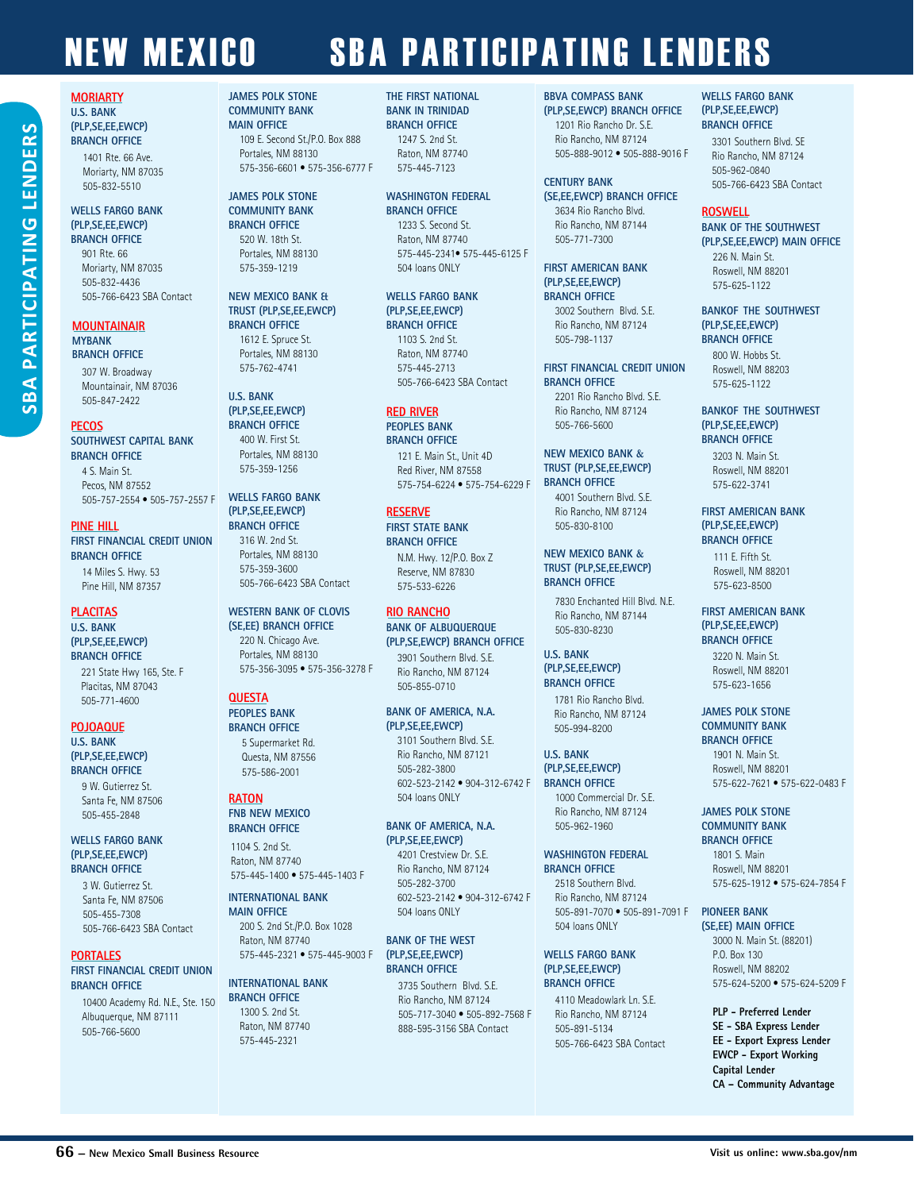# NEW MEXICO SBA PARTICIPATING LENDERS

## MORIARTY

**U.S. BANK (PLP,SE,EE,EWCP) BRANCH OFFICE**
1401 Rte. 66 Ave.
Moriarty, NM 87035
505-832-5510

**WELLS FARGO BANK (PLP,SE,EE,EWCP) BRANCH OFFICE**
901 Rte. 66
Moriarty, NM 87035
505-832-4436
505-766-6423 SBA Contact

## MOUNTAINAIR

**MYBANK BRANCH OFFICE**
307 W. Broadway
Mountainair, NM 87036
505-847-2422

## PECOS

**SOUTHWEST CAPITAL BANK BRANCH OFFICE**
4 S. Main St.
Pecos, NM 87552
505-757-2554 • 505-757-2557 F

## PINE HILL

**FIRST FINANCIAL CREDIT UNION BRANCH OFFICE**
14 Miles S. Hwy. 53
Pine Hill, NM 87357

## PLACITAS

**U.S. BANK (PLP,SE,EE,EWCP) BRANCH OFFICE**
221 State Hwy 165, Ste. F
Placitas, NM 87043
505-771-4600

## POJOAQUE

**U.S. BANK (PLP,SE,EE,EWCP) BRANCH OFFICE**
9 W. Gutierrez St.
Santa Fe, NM 87506
505-455-2848

**WELLS FARGO BANK (PLP,SE,EE,EWCP) BRANCH OFFICE**
3 W. Gutierrez St.
Santa Fe, NM 87506
505-455-7308
505-766-6423 SBA Contact

## PORTALES

**FIRST FINANCIAL CREDIT UNION BRANCH OFFICE**
10400 Academy Rd. N.E., Ste. 150
Albuquerque, NM 87111
505-766-5600

**JAMES POLK STONE COMMUNITY BANK MAIN OFFICE**
109 E. Second St./P.O. Box 888
Portales, NM 88130
575-356-6601 • 575-356-6777 F

**JAMES POLK STONE COMMUNITY BANK BRANCH OFFICE**
520 W. 18th St.
Portales, NM 88130
575-359-1219

**NEW MEXICO BANK & TRUST (PLP,SE,EE,EWCP) BRANCH OFFICE**
1612 E. Spruce St.
Portales, NM 88130
575-762-4741

**U.S. BANK (PLP,SE,EE,EWCP) BRANCH OFFICE**
400 W. First St.
Portales, NM 88130
575-359-1256

**WELLS FARGO BANK (PLP,SE,EE,EWCP) BRANCH OFFICE**
316 W. 2nd St.
Portales, NM 88130
575-359-3600
505-766-6423 SBA Contact

**WESTERN BANK OF CLOVIS (SE,EE) BRANCH OFFICE**
220 N. Chicago Ave.
Portales, NM 88130
575-356-3095 • 575-356-3278 F

## QUESTA

**PEOPLES BANK BRANCH OFFICE**
5 Supermarket Rd.
Questa, NM 87556
575-586-2001

## RATON

**FNB NEW MEXICO BRANCH OFFICE**
1104 S. 2nd St.
Raton, NM 87740
575-445-1400 • 575-445-1403 F

**INTERNATIONAL BANK MAIN OFFICE**
200 S. 2nd St./P.O. Box 1028
Raton, NM 87740
575-445-2321 • 575-445-9003 F

**INTERNATIONAL BANK BRANCH OFFICE**
1300 S. 2nd St.
Raton, NM 87740
575-445-2321

**THE FIRST NATIONAL BANK IN TRINIDAD BRANCH OFFICE**
1247 S. 2nd St.
Raton, NM 87740
575-445-7123

**WASHINGTON FEDERAL BRANCH OFFICE**
1233 S. Second St.
Raton, NM 87740
575-445-2341• 575-445-6125 F
504 loans ONLY

**WELLS FARGO BANK (PLP,SE,EE,EWCP) BRANCH OFFICE**
1103 S. 2nd St.
Raton, NM 87740
575-445-2713
505-766-6423 SBA Contact

## RED RIVER

**PEOPLES BANK BRANCH OFFICE**
121 E. Main St., Unit 4D
Red River, NM 87558
575-754-6224 • 575-754-6229 F

## RESERVE

**FIRST STATE BANK BRANCH OFFICE**
N.M. Hwy. 12/P.O. Box Z
Reserve, NM 87830
575-533-6226

## RIO RANCHO

**BANK OF ALBUQUERQUE (PLP,SE,EWCP) BRANCH OFFICE**
3901 Southern Blvd. S.E.
Rio Rancho, NM 87124
505-855-0710

**BANK OF AMERICA, N.A. (PLP,SE,EE,EWCP)**
3101 Southern Blvd. S.E.
Rio Rancho, NM 87121
505-282-3800
602-523-2142 • 904-312-6742 F
504 loans ONLY

**BANK OF AMERICA, N.A. (PLP,SE,EE,EWCP)**
4201 Crestview Dr. S.E.
Rio Rancho, NM 87124
505-282-3700
602-523-2142 • 904-312-6742 F
504 loans ONLY

**BANK OF THE WEST (PLP,SE,EE,EWCP) BRANCH OFFICE**
3735 Southern Blvd. S.E.
Rio Rancho, NM 87124
505-717-3040 • 505-892-7568 F
888-595-3156 SBA Contact

**BBVA COMPASS BANK (PLP,SE,EE,EWCP) BRANCH OFFICE**
1201 Rio Rancho Dr. S.E.
Rio Rancho, NM 87124
505-888-9012 • 505-888-9016 F

**CENTURY BANK (SE,EE,EWCP) BRANCH OFFICE**
3634 Rio Rancho Blvd.
Rio Rancho, NM 87144
505-771-7300

**FIRST AMERICAN BANK (PLP,SE,EE,EWCP) BRANCH OFFICE**
3002 Southern Blvd. S.E.
Rio Rancho, NM 87124
505-798-1137

**FIRST FINANCIAL CREDIT UNION BRANCH OFFICE**
2201 Rio Rancho Blvd. S.E.
Rio Rancho, NM 87124
505-766-5600

**NEW MEXICO BANK & TRUST (PLP,SE,EE,EWCP) BRANCH OFFICE**
4001 Southern Blvd. S.E.
Rio Rancho, NM 87124
505-830-8100

**NEW MEXICO BANK & TRUST (PLP,SE,EE,EWCP) BRANCH OFFICE**
7830 Enchanted Hill Blvd. N.E.
Rio Rancho, NM 87144
505-830-8230

**U.S. BANK (PLP,SE,EE,EWCP) BRANCH OFFICE**
1781 Rio Rancho Blvd.
Rio Rancho, NM 87124
505-994-8200

**U.S. BANK (PLP,SE,EE,EWCP) BRANCH OFFICE**
1000 Commercial Dr. S.E.
Rio Rancho, NM 87124
505-962-1960

**WASHINGTON FEDERAL BRANCH OFFICE**
2518 Southern Blvd.
Rio Rancho, NM 87124
505-891-7070 • 505-891-7091 F
504 loans ONLY

**WELLS FARGO BANK (PLP,SE,EE,EWCP) BRANCH OFFICE**
4110 Meadowlark Ln. S.E.
Rio Rancho, NM 87124
505-891-5134
505-766-6423 SBA Contact

**WELLS FARGO BANK (PLP,SE,EE,EWCP) BRANCH OFFICE**
3301 Southern Blvd. SE
Rio Rancho, NM 87124
505-962-0840
505-766-6423 SBA Contact

## ROSWELL

**BANK OF THE SOUTHWEST (PLP,SE,EE,EWCP) MAIN OFFICE**
226 N. Main St.
Roswell, NM 88201
575-625-1122

**BANKOF THE SOUTHWEST (PLP,SE,EE,EWCP) BRANCH OFFICE**
800 W. Hobbs St.
Roswell, NM 88203
575-625-1122

**BANKOF THE SOUTHWEST (PLP,SE,EE,EWCP) BRANCH OFFICE**
3203 N. Main St.
Roswell, NM 88201
575-622-3741

**FIRST AMERICAN BANK (PLP,SE,EE,EWCP) BRANCH OFFICE**
111 E. Fifth St.
Roswell, NM 88201
575-623-8500

**FIRST AMERICAN BANK (PLP,SE,EE,EWCP) BRANCH OFFICE**
3220 N. Main St.
Roswell, NM 88201
575-623-1656

**JAMES POLK STONE COMMUNITY BANK BRANCH OFFICE**
1901 N. Main St.
Roswell, NM 88201
575-622-7621 • 575-622-0483 F

**JAMES POLK STONE COMMUNITY BANK BRANCH OFFICE**
1801 S. Main
Roswell, NM 88201
575-625-1912 • 575-624-7854 F

**PIONEER BANK (SE,EE) MAIN OFFICE**
3000 N. Main St. (88201)
P.O. Box 130
Roswell, NM 88202
575-624-5200 • 575-624-5209 F

**PLP – Preferred Lender**
**SE – SBA Express Lender**
**EE – Export Express Lender**
**EWCP – Export Working Capital Lender**
**CA – Community Advantage**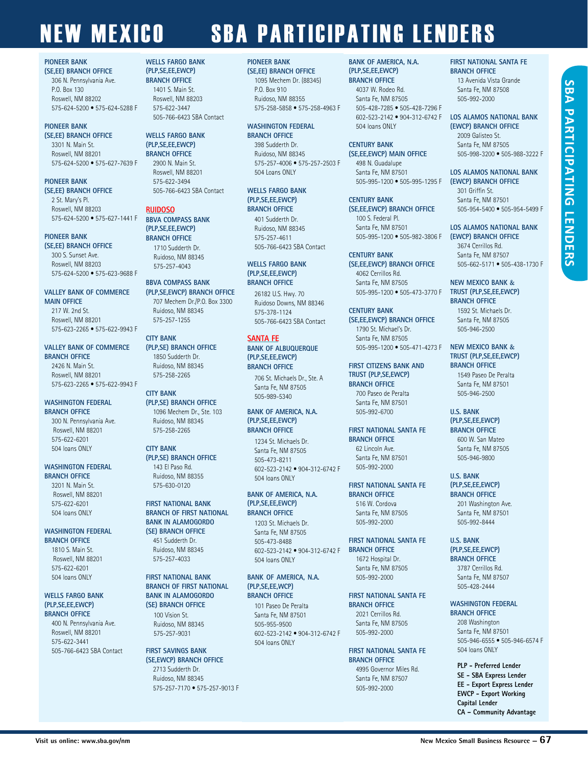# NEW MEXICO SBA PARTICIPATING LENDERS

**PIONEER BANK**
**(SE,EE) BRANCH OFFICE**
306 N. Pennsylvania Ave.
P.O. Box 130
Roswell, NM 88202
575-624-5200 • 575-624-5288 F

**PIONEER BANK**
**(SE,EE) BRANCH OFFICE**
3301 N. Main St.
Roswell, NM 88201
575-624-5200 • 575-627-7639 F

**PIONEER BANK**
**(SE,EE) BRANCH OFFICE**
2 St. Mary's Pl.
Roswell, NM 88203
575-624-5200 • 575-627-1441 F

**PIONEER BANK**
**(SE,EE) BRANCH OFFICE**
300 S. Sunset Ave.
Roswell, NM 88203
575-624-5200 • 575-623-9688 F

**VALLEY BANK OF COMMERCE**
**MAIN OFFICE**
217 W. 2nd St.
Roswell, NM 88201
575-623-2265 • 575-622-9943 F

**VALLEY BANK OF COMMERCE**
**BRANCH OFFICE**
2426 N. Main St.
Roswell, NM 88201
575-623-2265 • 575-622-9943 F

**WASHINGTON FEDERAL**
**BRANCH OFFICE**
300 N. Pennsylvania Ave.
Roswell, NM 88201
575-622-6201
504 loans ONLY

**WASHINGTON FEDERAL**
**BRANCH OFFICE**
3201 N. Main St.
Roswell, NM 88201
575-622-6201
504 loans ONLY

**WASHINGTON FEDERAL**
**BRANCH OFFICE**
1810 S. Main St.
Roswell, NM 88201
575-622-6201
504 loans ONLY

**WELLS FARGO BANK**
**(PLP,SE,EE,EWCP)**
**BRANCH OFFICE**
400 N. Pennsylvania Ave.
Roswell, NM 88201
575-622-3441
505-766-6423 SBA Contact

**WELLS FARGO BANK**
**(PLP,SE,EE,EWCP)**
**BRANCH OFFICE**
1401 S. Main St.
Roswell, NM 88203
575-622-3447
505-766-6423 SBA Contact

**WELLS FARGO BANK**
**(PLP,SE,EE,EWCP)**
**BRANCH OFFICE**
2900 N. Main St.
Roswell, NM 88201
575-622-3494
505-766-6423 SBA Contact

## RUIDOSO

**BBVA COMPASS BANK**
**(PLP,SE,EE,EWCP)**
**BRANCH OFFICE**
1710 Sudderth Dr.
Ruidoso, NM 88345
575-257-4043

**BBVA COMPASS BANK**
**(PLP,SE,EWCP) BRANCH OFFICE**
707 Mechem Dr./P.O. Box 3300
Ruidoso, NM 88345
575-257-1255

**CITY BANK**
**(PLP,SE) BRANCH OFFICE**
1850 Sudderth Dr.
Ruidoso, NM 88345
575-258-2265

**CITY BANK**
**(PLP,SE) BRANCH OFFICE**
1096 Mechem Dr., Ste. 103
Ruidoso, NM 88345
575-258-2265

**CITY BANK**
**(PLP,SE) BRANCH OFFICE**
143 El Paso Rd.
Ruidoso, NM 88355
575-630-0120

**FIRST NATIONAL BANK**
**BRANCH OF FIRST NATIONAL BANK IN ALAMOGORDO**
**(SE) BRANCH OFFICE**
451 Sudderth Dr.
Ruidoso, NM 88345
575-257-4033

**FIRST NATIONAL BANK**
**BRANCH OF FIRST NATIONAL BANK IN ALAMOGORDO**
**(SE) BRANCH OFFICE**
100 Vision St.
Ruidoso, NM 88345
575-257-9031

**FIRST SAVINGS BANK**
**(SE,EWCP) BRANCH OFFICE**
2713 Sudderth Dr.
Ruidoso, NM 88345
575-257-7170 • 575-257-9013 F

**PIONEER BANK**
**(SE,EE) BRANCH OFFICE**
1095 Mechem Dr. (88345)
P.O. Box 910
Ruidoso, NM 88355
575-258-5858 • 575-258-4963 F

**WASHINGTON FEDERAL**
**BRANCH OFFICE**
398 Sudderth Dr.
Ruidoso, NM 88345
575-257-4006 • 575-257-2503 F
504 Loans ONLY

**WELLS FARGO BANK**
**(PLP,SE,EE,EWCP)**
**BRANCH OFFICE**
401 Sudderth Dr.
Ruidoso, NM 88345
575-257-4611
505-766-6423 SBA Contact

**WELLS FARGO BANK**
**(PLP,SE,EE,EWCP)**
**BRANCH OFFICE**
26182 U.S. Hwy. 70
Ruidoso Downs, NM 88346
575-378-1124
505-766-6423 SBA Contact

## SANTA FE

**BANK OF ALBUQUERQUE**
**(PLP,SE,EE,EWCP)**
**BRANCH OFFICE**
706 St. Michaels Dr., Ste. A
Santa Fe, NM 87505
505-989-5340

**BANK OF AMERICA, N.A.**
**(PLP,SE,EE,EWCP)**
**BRANCH OFFICE**
1234 St. Michaels Dr.
Santa Fe, NM 87505
505-473-8211
602-523-2142 • 904-312-6742 F
504 loans ONLY

**BANK OF AMERICA, N.A.**
**(PLP,SE,EE,EWCP)**
**BRANCH OFFICE**
1203 St. Michaels Dr.
Santa Fe, NM 87505
505-473-8488
602-523-2142 • 904-312-6742 F
504 loans ONLY

**BANK OF AMERICA, N.A.**
**(PLP,SE,EE,WCP)**
**BRANCH OFFICE**
101 Paseo De Peralta
Santa Fe, NM 87501
505-955-9500
602-523-2142 • 904-312-6742 F
504 loans ONLY

**BANK OF AMERICA, N.A.**
**(PLP,SE,EE,EWCP)**
**BRANCH OFFICE**
4037 W. Rodeo Rd.
Santa Fe, NM 87505
505-428-7285 • 505-428-7296 F
602-523-2142 • 904-312-6742 F
504 loans ONLY

**CENTURY BANK**
**(SE,EE,EWCP) MAIN OFFICE**
498 N. Guadalupe
Santa Fe, NM 87501
505-995-1200 • 505-995-1295 F

**CENTURY BANK**
**(SE,EE,EWCP) BRANCH OFFICE**
100 S. Federal Pl.
Santa Fe, NM 87501
505-995-1200 • 505-982-3806 F

**CENTURY BANK**
**(SE,EE,EWCP) BRANCH OFFICE**
4062 Cerrillos Rd.
Santa Fe, NM 87505
505-995-1200 • 505-473-3770 F

**CENTURY BANK**
**(SE,EE,EWCP) BRANCH OFFICE**
1790 St. Michael's Dr.
Santa Fe, NM 87505
505-995-1200 • 505-471-4273 F

**FIRST CITIZENS BANK AND TRUST (PLP,SE,EWCP)**
**BRANCH OFFICE**
700 Paseo de Peralta
Santa Fe, NM 87501
505-992-6700

**FIRST NATIONAL SANTA FE**
**BRANCH OFFICE**
62 Lincoln Ave.
Santa Fe, NM 87501
505-992-2000

**FIRST NATIONAL SANTA FE**
**BRANCH OFFICE**
516 W. Cordova
Santa Fe, NM 87505
505-992-2000

**FIRST NATIONAL SANTA FE**
**BRANCH OFFICE**
1672 Hospital Dr.
Santa Fe, NM 87505
505-992-2000

**FIRST NATIONAL SANTA FE**
**BRANCH OFFICE**
2021 Cerrillos Rd.
Santa Fe, NM 87505
505-992-2000

**FIRST NATIONAL SANTA FE**
**BRANCH OFFICE**
4995 Governor Miles Rd.
Santa Fe, NM 87507
505-992-2000

**FIRST NATIONAL SANTA FE**
**BRANCH OFFICE**
13 Avenida Vista Grande
Santa Fe, NM 87508
505-992-2000

**LOS ALAMOS NATIONAL BANK**
**(EWCP) BRANCH OFFICE**
2009 Galisteo St.
Santa Fe, NM 87505
505-998-3200 • 505-988-3222 F

**LOS ALAMOS NATIONAL BANK**
**(EWCP) BRANCH OFFICE**
301 Griffin St.
Santa Fe, NM 87501
505-954-5400 • 505-954-5499 F

**LOS ALAMOS NATIONAL BANK**
**(EWCP) BRANCH OFFICE**
3674 Cerrillos Rd.
Santa Fe, NM 87507
505-662-5171 • 505-438-1730 F

**NEW MEXICO BANK & TRUST (PLP,SE,EE,EWCP)**
**BRANCH OFFICE**
1592 St. Michaels Dr.
Santa Fe, NM 87505
505-946-2500

**NEW MEXICO BANK & TRUST (PLP,SE,EE,EWCP)**
**BRANCH OFFICE**
1549 Paseo De Peralta
Santa Fe, NM 87501
505-946-2500

**U.S. BANK**
**(PLP,SE,EE,EWCP)**
**BRANCH OFFICE**
600 W. San Mateo
Santa Fe, NM 87505
505-946-9800

**U.S. BANK**
**(PLP,SE,EE,EWCP)**
**BRANCH OFFICE**
201 Washington Ave.
Santa Fe, NM 87501
505-992-8444

**U.S. BANK**
**(PLP,SE,EE,EWCP)**
**BRANCH OFFICE**
3787 Cerrillos Rd.
Santa Fe, NM 87507
505-428-2444

**WASHINGTON FEDERAL**
**BRANCH OFFICE**
208 Washington
Santa Fe, NM 87501
505-946-6555 • 505-946-6574 F
504 loans ONLY

**PLP – Preferred Lender**
**SE – SBA Express Lender**
**EE – Export Express Lender**
**EWCP – Export Working Capital Lender**
**CA – Community Advantage**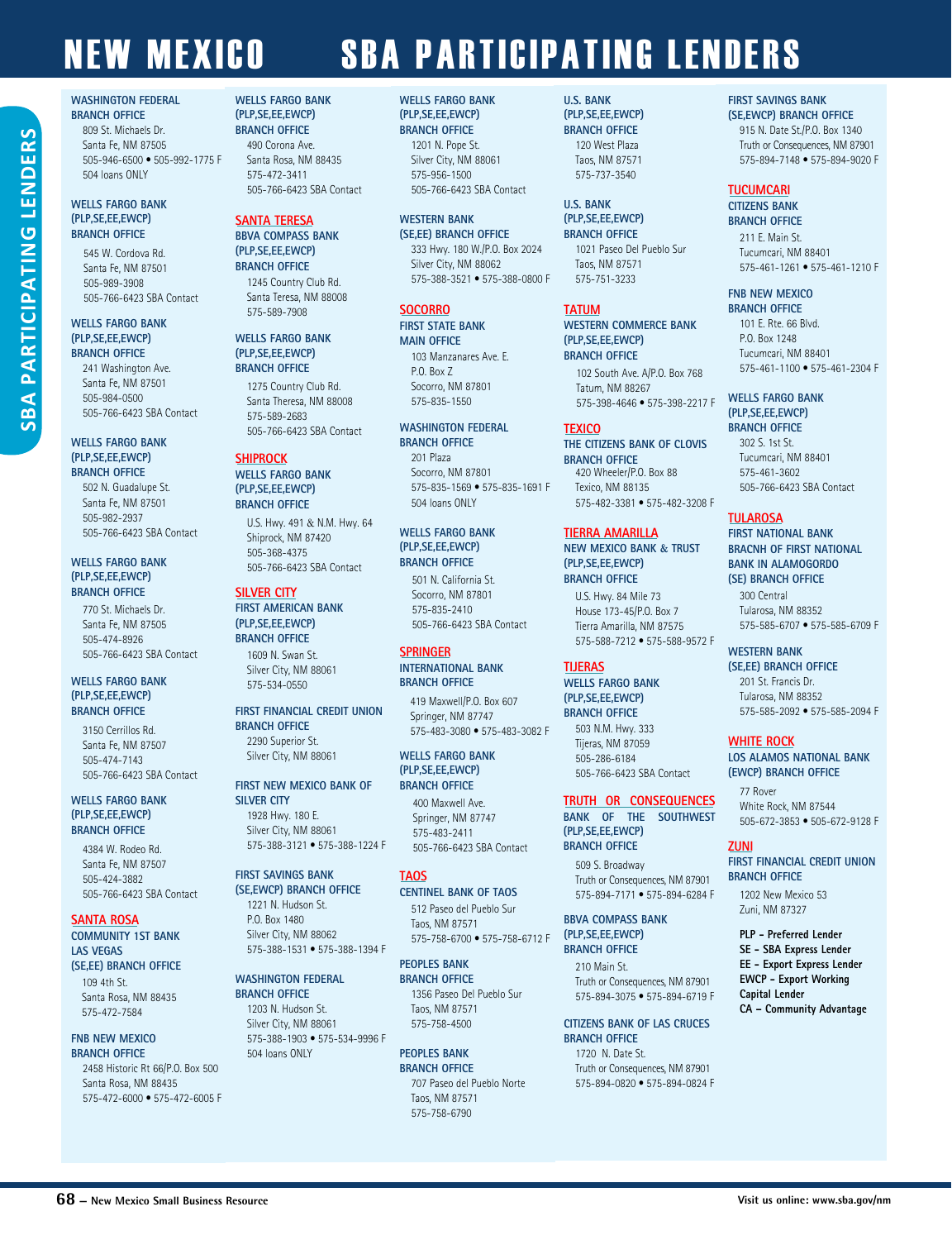# NEW MEXICO SBA PARTICIPATING LENDERS

**WASHINGTON FEDERAL**
**BRANCH OFFICE**
809 St. Michaels Dr.
Santa Fe, NM 87505
505-946-6500 • 505-992-1775 F
504 loans ONLY

**WELLS FARGO BANK**
**(PLP,SE,EE,EWCP)**
**BRANCH OFFICE**
545 W. Cordova Rd.
Santa Fe, NM 87501
505-989-3908
505-766-6423 SBA Contact

**WELLS FARGO BANK**
**(PLP,SE,EE,EWCP)**
**BRANCH OFFICE**
241 Washington Ave.
Santa Fe, NM 87501
505-984-0500
505-766-6423 SBA Contact

**WELLS FARGO BANK**
**(PLP,SE,EE,EWCP)**
**BRANCH OFFICE**
502 N. Guadalupe St.
Santa Fe, NM 87501
505-982-2937
505-766-6423 SBA Contact

**WELLS FARGO BANK**
**(PLP,SE,EE,EWCP)**
**BRANCH OFFICE**
770 St. Michaels Dr.
Santa Fe, NM 87505
505-474-8926
505-766-6423 SBA Contact

**WELLS FARGO BANK**
**(PLP,SE,EE,EWCP)**
**BRANCH OFFICE**
3150 Cerrillos Rd.
Santa Fe, NM 87507
505-474-7143
505-766-6423 SBA Contact

**WELLS FARGO BANK**
**(PLP,SE,EE,EWCP)**
**BRANCH OFFICE**
4384 W. Rodeo Rd.
Santa Fe, NM 87507
505-424-3882
505-766-6423 SBA Contact

## SANTA ROSA

**COMMUNITY 1ST BANK**
**LAS VEGAS**
**(SE,EE) BRANCH OFFICE**
109 4th St.
Santa Rosa, NM 88435
575-472-7584

**FNB NEW MEXICO**
**BRANCH OFFICE**
2458 Historic Rt 66/P.O. Box 500
Santa Rosa, NM 88435
575-472-6000 • 575-472-6005 F

**WELLS FARGO BANK**
**(PLP,SE,EE,EWCP)**
**BRANCH OFFICE**
490 Corona Ave.
Santa Rosa, NM 88435
575-472-3411
505-766-6423 SBA Contact

## SANTA TERESA

**BBVA COMPASS BANK**
**(PLP,SE,EE,EWCP)**
**BRANCH OFFICE**
1245 Country Club Rd.
Santa Teresa, NM 88008
575-589-7908

**WELLS FARGO BANK**
**(PLP,SE,EE,EWCP)**
**BRANCH OFFICE**
1275 Country Club Rd.
Santa Theresa, NM 88008
575-589-2683
505-766-6423 SBA Contact

## SHIPROCK

**WELLS FARGO BANK**
**(PLP,SE,EE,EWCP)**
**BRANCH OFFICE**
U.S. Hwy. 491 & N.M. Hwy. 64
Shiprock, NM 87420
505-368-4375
505-766-6423 SBA Contact

## SILVER CITY

**FIRST AMERICAN BANK**
**(PLP,SE,EE,EWCP)**
**BRANCH OFFICE**
1609 N. Swan St.
Silver City, NM 88061
575-534-0550

**FIRST FINANCIAL CREDIT UNION**
**BRANCH OFFICE**
2290 Superior St.
Silver City, NM 88061

**FIRST NEW MEXICO BANK OF SILVER CITY**
1928 Hwy. 180 E.
Silver City, NM 88061
575-388-3121 • 575-388-1224 F

**FIRST SAVINGS BANK**
**(SE,EWCP) BRANCH OFFICE**
1221 N. Hudson St.
P.O. Box 1480
Silver City, NM 88062
575-388-1531 • 575-388-1394 F

**WASHINGTON FEDERAL**
**BRANCH OFFICE**
1203 N. Hudson St.
Silver City, NM 88061
575-388-1903 • 575-534-9996 F
504 loans ONLY

**WELLS FARGO BANK**
**(PLP,SE,EE,EWCP)**
**BRANCH OFFICE**
1201 N. Pope St.
Silver City, NM 88061
575-956-1500
505-766-6423 SBA Contact

**WESTERN BANK**
**(SE,EE) BRANCH OFFICE**
333 Hwy. 180 W./P.O. Box 2024
Silver City, NM 88062
575-388-3521 • 575-388-0800 F

## SOCORRO

**FIRST STATE BANK**
**MAIN OFFICE**
103 Manzanares Ave. E.
P.O. Box Z
Socorro, NM 87801
575-835-1550

**WASHINGTON FEDERAL**
**BRANCH OFFICE**
201 Plaza
Socorro, NM 87801
575-835-1569 • 575-835-1691 F
504 loans ONLY

**WELLS FARGO BANK**
**(PLP,SE,EE,EWCP)**
**BRANCH OFFICE**
501 N. California St.
Socorro, NM 87801
575-835-2410
505-766-6423 SBA Contact

## SPRINGER

**INTERNATIONAL BANK**
**BRANCH OFFICE**
419 Maxwell/P.O. Box 607
Springer, NM 87747
575-483-3080 • 575-483-3082 F

**WELLS FARGO BANK**
**(PLP,SE,EE,EWCP)**
**BRANCH OFFICE**
400 Maxwell Ave.
Springer, NM 87747
575-483-2411
505-766-6423 SBA Contact

## TAOS

**CENTINEL BANK OF TAOS**
512 Paseo del Pueblo Sur
Taos, NM 87571
575-758-6700 • 575-758-6712 F

**PEOPLES BANK**
**BRANCH OFFICE**
1356 Paseo Del Pueblo Sur
Taos, NM 87571
575-758-4500

**PEOPLES BANK**
**BRANCH OFFICE**
707 Paseo del Pueblo Norte
Taos, NM 87571
575-758-6790

**U.S. BANK**
**(PLP,SE,EE,EWCP)**
**BRANCH OFFICE**
120 West Plaza
Taos, NM 87571
575-737-3540

**U.S. BANK**
**(PLP,SE,EE,EWCP)**
**BRANCH OFFICE**
1021 Paseo Del Pueblo Sur
Taos, NM 87571
575-751-3233

## TATUM

**WESTERN COMMERCE BANK**
**(PLP,SE,EE,EWCP)**
**BRANCH OFFICE**
102 South Ave. A/P.O. Box 768
Tatum, NM 88267
575-398-4646 • 575-398-2217 F

## TEXICO

**THE CITIZENS BANK OF CLOVIS**
**BRANCH OFFICE**
420 Wheeler/P.O. Box 88
Texico, NM 88135
575-482-3381 • 575-482-3208 F

## TIERRA AMARILLA

**NEW MEXICO BANK & TRUST**
**(PLP,SE,EE,EWCP)**
**BRANCH OFFICE**
U.S. Hwy. 84 Mile 73
House 173-45/P.O. Box 7
Tierra Amarilla, NM 87575
575-588-7212 • 575-588-9572 F

## TIJERAS

**WELLS FARGO BANK**
**(PLP,SE,EE,EWCP)**
**BRANCH OFFICE**
503 N.M. Hwy. 333
Tijeras, NM 87059
505-286-6184
505-766-6423 SBA Contact

## TRUTH OR CONSEQUENCES

**BANK OF THE SOUTHWEST**
**(PLP,SE,EE,EWCP)**
**BRANCH OFFICE**
509 S. Broadway
Truth or Consequences, NM 87901
575-894-7171 • 575-894-6284 F

**BBVA COMPASS BANK**
**(PLP,SE,EE,EWCP)**
**BRANCH OFFICE**
210 Main St.
Truth or Consequences, NM 87901
575-894-3075 • 575-894-6719 F

**CITIZENS BANK OF LAS CRUCES**
**BRANCH OFFICE**
1720 N. Date St.
Truth or Consequences, NM 87901
575-894-0820 • 575-894-0824 F

**FIRST SAVINGS BANK**
**(SE,EWCP) BRANCH OFFICE**
915 N. Date St./P.O. Box 1340
Truth or Consequences, NM 87901
575-894-7148 • 575-894-9020 F

## TUCUMCARI

**CITIZENS BANK**
**BRANCH OFFICE**
211 E. Main St.
Tucumcari, NM 88401
575-461-1261 • 575-461-1210 F

**FNB NEW MEXICO**
**BRANCH OFFICE**
101 E. Rte. 66 Blvd.
P.O. Box 1248
Tucumcari, NM 88401
575-461-1100 • 575-461-2304 F

**WELLS FARGO BANK**
**(PLP,SE,EE,EWCP)**
**BRANCH OFFICE**
302 S. 1st St.
Tucumcari, NM 88401
575-461-3602
505-766-6423 SBA Contact

## TULAROSA

**FIRST NATIONAL BANK**
**BRACNH OF FIRST NATIONAL BANK IN ALAMOGORDO**
**(SE) BRANCH OFFICE**
300 Central
Tularosa, NM 88352
575-585-6707 • 575-585-6709 F

**WESTERN BANK**
**(SE,EE) BRANCH OFFICE**
201 St. Francis Dr.
Tularosa, NM 88352
575-585-2092 • 575-585-2094 F

## WHITE ROCK

**LOS ALAMOS NATIONAL BANK**
**(EWCP) BRANCH OFFICE**
77 Rover
White Rock, NM 87544
505-672-3853 • 505-672-9128 F

## ZUNI

**FIRST FINANCIAL CREDIT UNION**
**BRANCH OFFICE**
1202 New Mexico 53
Zuni, NM 87327

**PLP – Preferred Lender**
**SE – SBA Express Lender**
**EE – Export Express Lender**
**EWCP – Export Working Capital Lender**
**CA – Community Advantage**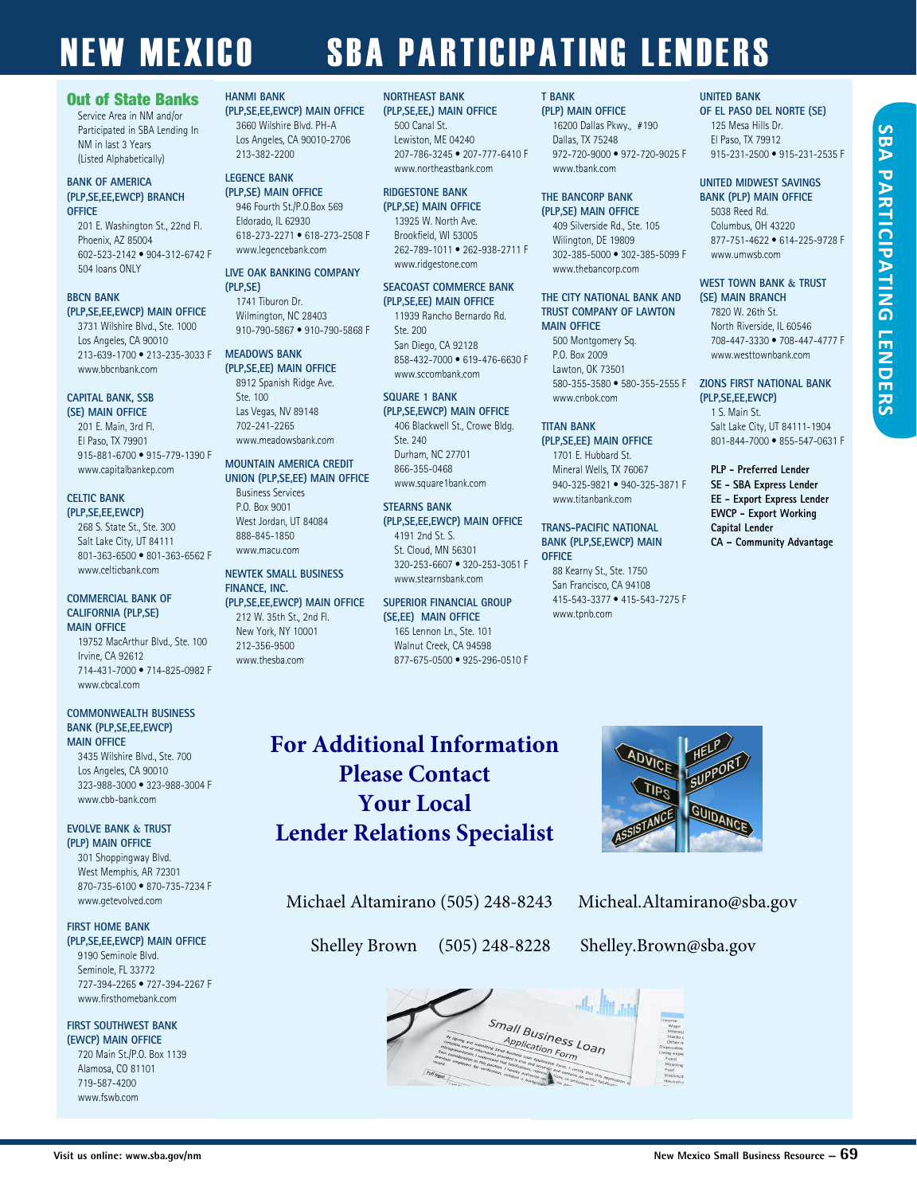# NEW MEXICO SBA PARTICIPATING LENDERS

## Out of State Banks

Service Area in NM and/or Participated in SBA Lending In NM in last 3 Years (Listed Alphabetically)

**BANK OF AMERICA (PLP,SE,EE,EWCP) BRANCH OFFICE**
201 E. Washington St., 22nd Fl.
Phoenix, AZ 85004
602-523-2142 • 904-312-6742 F
504 loans ONLY

**BBCN BANK (PLP,SE,EE,EWCP) MAIN OFFICE**
3731 Wilshire Blvd., Ste. 1000
Los Angeles, CA 90010
213-639-1700 • 213-235-3033 F
www.bbcnbank.com

**CAPITAL BANK, SSB (SE) MAIN OFFICE**
201 E. Main, 3rd Fl.
El Paso, TX 79901
915-881-6700 • 915-779-1390 F
www.capitalbankep.com

**CELTIC BANK (PLP,SE,EE,EWCP)**
268 S. State St., Ste. 300
Salt Lake City, UT 84111
801-363-6500 • 801-363-6562 F
www.celticbank.com

**COMMERCIAL BANK OF CALIFORNIA (PLP,SE) MAIN OFFICE**
19752 MacArthur Blvd., Ste. 100
Irvine, CA 92612
714-431-7000 • 714-825-0982 F
www.cbcal.com

**COMMONWEALTH BUSINESS BANK (PLP,SE,EE,EWCP) MAIN OFFICE**
3435 Wilshire Blvd., Ste. 700
Los Angeles, CA 90010
323-988-3000 • 323-988-3004 F
www.cbb-bank.com

**EVOLVE BANK & TRUST (PLP) MAIN OFFICE**
301 Shoppingway Blvd.
West Memphis, AR 72301
870-735-6100 • 870-735-7234 F
www.getevolved.com

**FIRST HOME BANK (PLP,SE,EE,EWCP) MAIN OFFICE**
9190 Seminole Blvd.
Seminole, FL 33772
727-394-2265 • 727-394-2267 F
www.firsthomebank.com

**FIRST SOUTHWEST BANK (EWCP) MAIN OFFICE**
720 Main St./P.O. Box 1139
Alamosa, CO 81101
719-587-4200
www.fswb.com

**HANMI BANK (PLP,SE,EE,EWCP) MAIN OFFICE**
3660 Wilshire Blvd. PH-A
Los Angeles, CA 90010-2706
213-382-2200

**LEGENCE BANK (PLP,SE) MAIN OFFICE**
946 Fourth St./P.O.Box 569
Eldorado, IL 62930
618-273-2271 • 618-273-2508 F
www.legencebank.com

**LIVE OAK BANKING COMPANY (PLP,SE)**
1741 Tiburon Dr.
Wilmington, NC 28403
910-790-5867 • 910-790-5868 F

**MEADOWS BANK (PLP,SE,EE) MAIN OFFICE**
8912 Spanish Ridge Ave.
Ste. 100
Las Vegas, NV 89148
702-241-2265
www.meadowsbank.com

**MOUNTAIN AMERICA CREDIT UNION (PLP,SE,EE) MAIN OFFICE**
Business Services
P.O. Box 9001
West Jordan, UT 84084
888-845-1850
www.macu.com

**NEWTEK SMALL BUSINESS FINANCE, INC. (PLP,SE,EE,EWCP) MAIN OFFICE**
212 W. 35th St., 2nd Fl.
New York, NY 10001
212-356-9500
www.thesba.com

**NORTHEAST BANK (PLP,SE,EE,) MAIN OFFICE**
500 Canal St.
Lewiston, ME 04240
207-786-3245 • 207-777-6410 F
www.northeastbank.com

**RIDGESTONE BANK (PLP,SE) MAIN OFFICE**
13925 W. North Ave.
Brookfield, WI 53005
262-789-1011 • 262-938-2711 F
www.ridgestone.com

**SEACOAST COMMERCE BANK (PLP,SE,EE) MAIN OFFICE**
11939 Rancho Bernardo Rd.
Ste. 200
San Diego, CA 92128
858-432-7000 • 619-476-6630 F
www.sccombank.com

**SQUARE 1 BANK (PLP,SE,EWCP) MAIN OFFICE**
406 Blackwell St., Crowe Bldg.
Ste. 240
Durham, NC 27701
866-355-0468
www.square1bank.com

**STEARNS BANK (PLP,SE,EE,EWCP) MAIN OFFICE**
4191 2nd St. S.
St. Cloud, MN 56301
320-253-6607 • 320-253-3051 F
www.stearnsbank.com

**SUPERIOR FINANCIAL GROUP (SE,EE) MAIN OFFICE**
165 Lennon Ln., Ste. 101
Walnut Creek, CA 94598
877-675-0500 • 925-296-0510 F

**T BANK (PLP) MAIN OFFICE**
16200 Dallas Pkwy., #190
Dallas, TX 75248
972-720-9000 • 972-720-9025 F
www.tbank.com

**THE BANCORP BANK (PLP,SE) MAIN OFFICE**
409 Silverside Rd., Ste. 105
Wilington, DE 19809
302-385-5000 • 302-385-5099 F
www.thebancorp.com

**THE CITY NATIONAL BANK AND TRUST COMPANY OF LAWTON MAIN OFFICE**
500 Montgomery Sq.
P.O. Box 2009
Lawton, OK 73501
580-355-3580 • 580-355-2555 F
www.cnbok.com

**TITAN BANK (PLP,SE,EE) MAIN OFFICE**
1701 E. Hubbard St.
Mineral Wells, TX 76067
940-325-9821 • 940-325-3871 F
www.titanbank.com

**TRANS-PACIFIC NATIONAL BANK (PLP,SE,EWCP) MAIN OFFICE**
88 Kearny St., Ste. 1750
San Francisco, CA 94108
415-543-3377 • 415-543-7275 F
www.tpnb.com

**UNITED BANK OF EL PASO DEL NORTE (SE)**
125 Mesa Hills Dr.
El Paso, TX 79912
915-231-2500 • 915-231-2535 F

**UNITED MIDWEST SAVINGS BANK (PLP) MAIN OFFICE**
5038 Reed Rd.
Columbus, OH 43220
877-751-4622 • 614-225-9728 F
www.umwsb.com

**WEST TOWN BANK & TRUST (SE) MAIN BRANCH**
7820 W. 26th St.
North Riverside, IL 60546
708-447-3330 • 708-447-4777 F
www.westtownbank.com

**ZIONS FIRST NATIONAL BANK (PLP,SE,EE,EWCP)**
1 S. Main St.
Salt Lake City, UT 84111-1904
801-844-7000 • 855-547-0631 F

**PLP – Preferred Lender**
**SE – SBA Express Lender**
**EE – Export Express Lender**
**EWCP – Export Working Capital Lender**
**CA – Community Advantage**

## For Additional Information Please Contact Your Local Lender Relations Specialist

Michael Altamirano (505) 248-8243 Micheal.Altamirano@sba.gov

Shelley Brown (505) 248-8228 Shelley.Brown@sba.gov